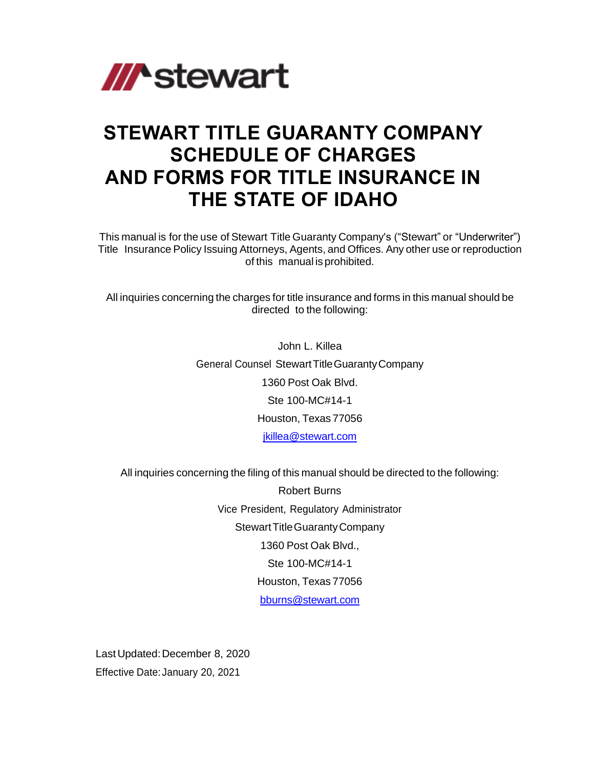# STEWART TITLE GUARANTY COMPANY SCHEDULE OF CHARGES AND FORMS FOR TITLE INSURANCE IN THE STATE OF IDAHO

This manual is for the use of Stewart Title Guaranty Company's ("Stewart" or "Underwriter") Title Insurance Policy Issuing Attorneys, Agents, and Offices. Any other use or reproduction of this manual is prohibited.

All inquiries concerning the charges for title insurance and forms in this manual should be directed to the following:

John L. Killea
General Counsel Stewart Title Guaranty Company
1360 Post Oak Blvd.
Ste 100-MC#14-1
Houston, Texas 77056
jkillea@stewart.com

All inquiries concerning the filing of this manual should be directed to the following:

Robert Burns
Vice President, Regulatory Administrator
Stewart Title Guaranty Company
1360 Post Oak Blvd.,
Ste 100-MC#14-1
Houston, Texas 77056
bburns@stewart.com

Last Updated: December 8, 2020
Effective Date: January 20, 2021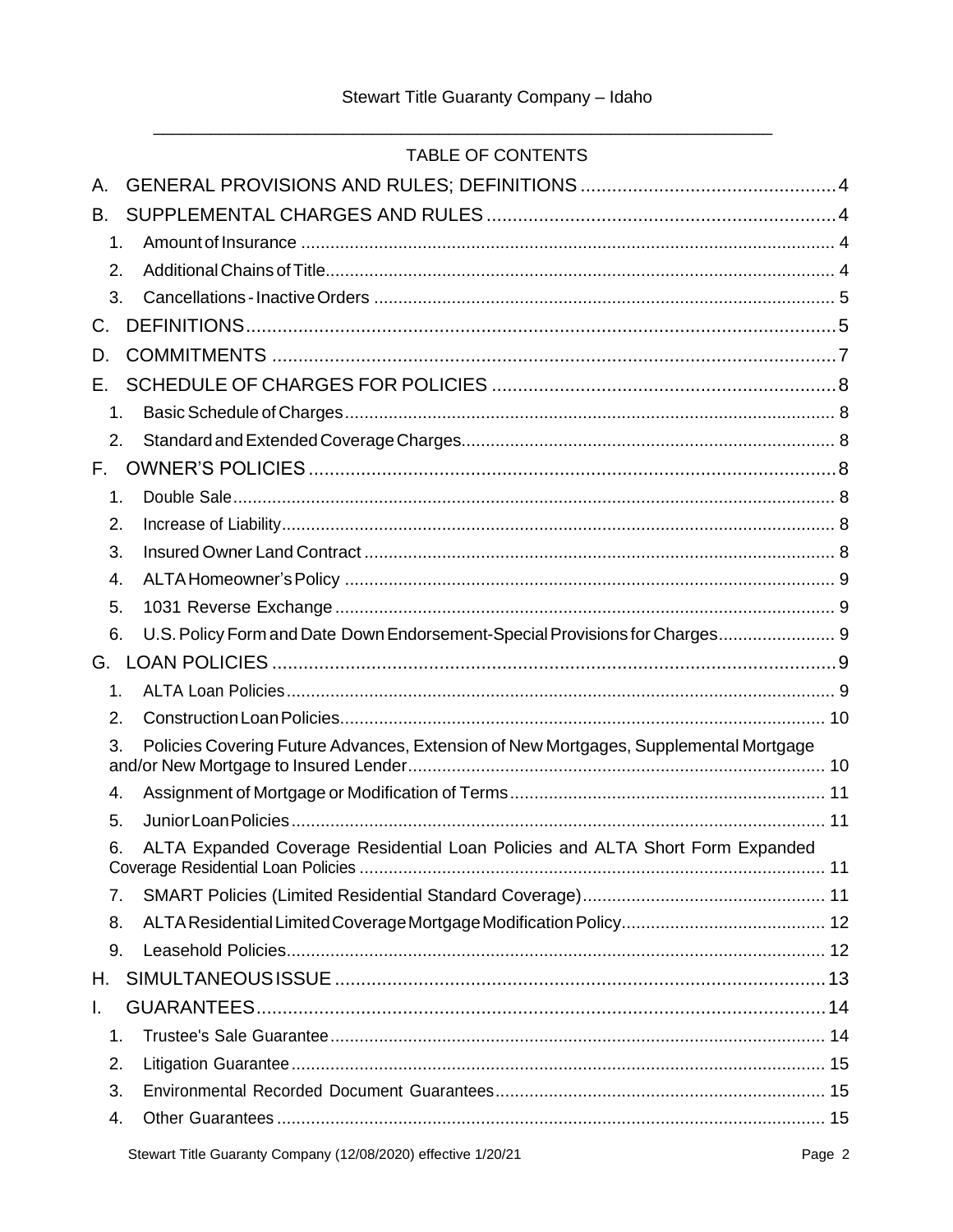Stewart Title Guaranty Company – Idaho

TABLE OF CONTENTS

A. GENERAL PROVISIONS AND RULES; DEFINITIONS ........ 4

B. SUPPLEMENTAL CHARGES AND RULES ........ 4

1. Amount of Insurance ........ 4
2. Additional Chains of Title ........ 4
3. Cancellations - Inactive Orders ........ 5

C. DEFINITIONS ........ 5

D. COMMITMENTS ........ 7

E. SCHEDULE OF CHARGES FOR POLICIES ........ 8

1. Basic Schedule of Charges ........ 8
2. Standard and Extended Coverage Charges ........ 8

F. OWNER'S POLICIES ........ 8

1. Double Sale ........ 8
2. Increase of Liability ........ 8
3. Insured Owner Land Contract ........ 8
4. ALTA Homeowner's Policy ........ 9
5. 1031 Reverse Exchange ........ 9
6. U.S. Policy Form and Date Down Endorsement-Special Provisions for Charges ........ 9

G. LOAN POLICIES ........ 9

1. ALTA Loan Policies ........ 9
2. Construction Loan Policies ........ 10
3. Policies Covering Future Advances, Extension of New Mortgages, Supplemental Mortgage and/or New Mortgage to Insured Lender ........ 10
4. Assignment of Mortgage or Modification of Terms ........ 11
5. Junior Loan Policies ........ 11
6. ALTA Expanded Coverage Residential Loan Policies and ALTA Short Form Expanded Coverage Residential Loan Policies ........ 11
7. SMART Policies (Limited Residential Standard Coverage) ........ 11
8. ALTA Residential Limited Coverage Mortgage Modification Policy ........ 12
9. Leasehold Policies ........ 12

H. SIMULTANEOUS ISSUE ........ 13

I. GUARANTEES ........ 14

1. Trustee's Sale Guarantee ........ 14
2. Litigation Guarantee ........ 15
3. Environmental Recorded Document Guarantees ........ 15
4. Other Guarantees ........ 15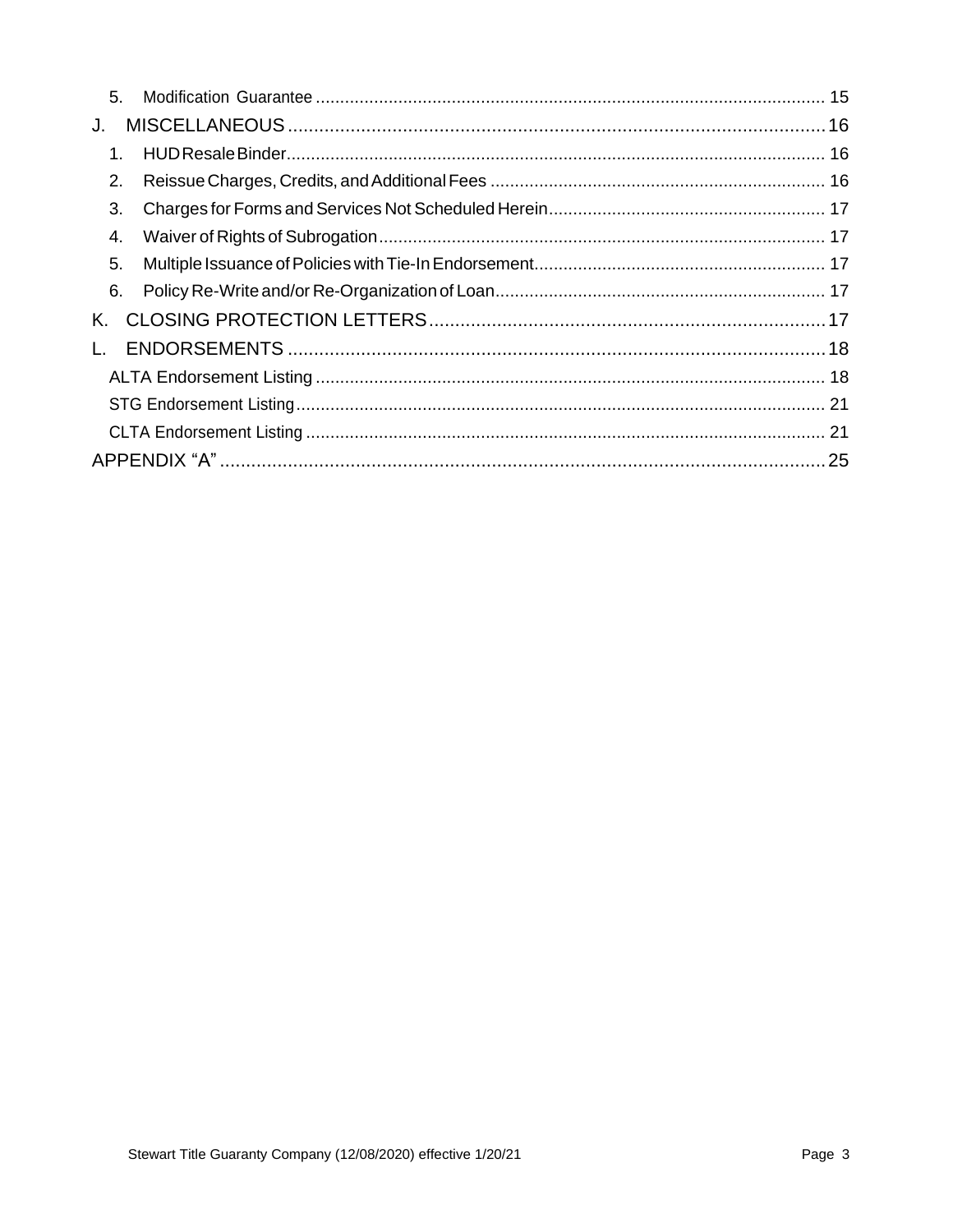5. Modification Guarantee ........................................................................................................ 15

J. MISCELLANEOUS ........................................................................................................ 16

1. HUD Resale Binder........................................................................................................ 16
2. Reissue Charges, Credits, and Additional Fees .................................................................... 16
3. Charges for Forms and Services Not Scheduled Herein........................................................ 17
4. Waiver of Rights of Subrogation........................................................................................ 17
5. Multiple Issuance of Policies with Tie-In Endorsement.......................................................... 17
6. Policy Re-Write and/or Re-Organization of Loan................................................................... 17

K. CLOSING PROTECTION LETTERS............................................................................ 17

L. ENDORSEMENTS ........................................................................................................ 18

ALTA Endorsement Listing ........................................................................................................ 18

STG Endorsement Listing............................................................................................................ 21

CLTA Endorsement Listing .......................................................................................................... 21

APPENDIX "A" .................................................................................................................... 25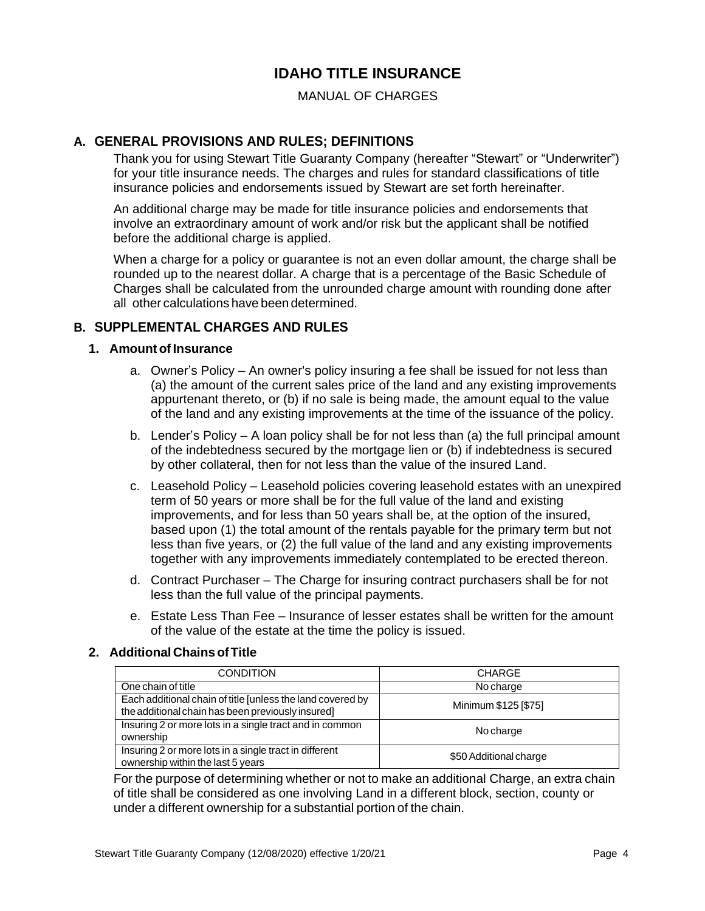# IDAHO TITLE INSURANCE

MANUAL OF CHARGES

## A. GENERAL PROVISIONS AND RULES; DEFINITIONS

Thank you for using Stewart Title Guaranty Company (hereafter "Stewart" or "Underwriter") for your title insurance needs. The charges and rules for standard classifications of title insurance policies and endorsements issued by Stewart are set forth hereinafter.

An additional charge may be made for title insurance policies and endorsements that involve an extraordinary amount of work and/or risk but the applicant shall be notified before the additional charge is applied.

When a charge for a policy or guarantee is not an even dollar amount, the charge shall be rounded up to the nearest dollar. A charge that is a percentage of the Basic Schedule of Charges shall be calculated from the unrounded charge amount with rounding done after all other calculations have been determined.

## B. SUPPLEMENTAL CHARGES AND RULES

### 1. Amount of Insurance

a. Owner's Policy – An owner's policy insuring a fee shall be issued for not less than (a) the amount of the current sales price of the land and any existing improvements appurtenant thereto, or (b) if no sale is being made, the amount equal to the value of the land and any existing improvements at the time of the issuance of the policy.

b. Lender's Policy – A loan policy shall be for not less than (a) the full principal amount of the indebtedness secured by the mortgage lien or (b) if indebtedness is secured by other collateral, then for not less than the value of the insured Land.

c. Leasehold Policy – Leasehold policies covering leasehold estates with an unexpired term of 50 years or more shall be for the full value of the land and existing improvements, and for less than 50 years shall be, at the option of the insured, based upon (1) the total amount of the rentals payable for the primary term but not less than five years, or (2) the full value of the land and any existing improvements together with any improvements immediately contemplated to be erected thereon.

d. Contract Purchaser – The Charge for insuring contract purchasers shall be for not less than the full value of the principal payments.

e. Estate Less Than Fee – Insurance of lesser estates shall be written for the amount of the value of the estate at the time the policy is issued.

### 2. Additional Chains of Title

| CONDITION | CHARGE |
|---|---|
| One chain of title | No charge |
| Each additional chain of title [unless the land covered by the additional chain has been previously insured] | Minimum $125 [$75] |
| Insuring 2 or more lots in a single tract and in common ownership | No charge |
| Insuring 2 or more lots in a single tract in different ownership within the last 5 years | $50 Additional charge |

For the purpose of determining whether or not to make an additional Charge, an extra chain of title shall be considered as one involving Land in a different block, section, county or under a different ownership for a substantial portion of the chain.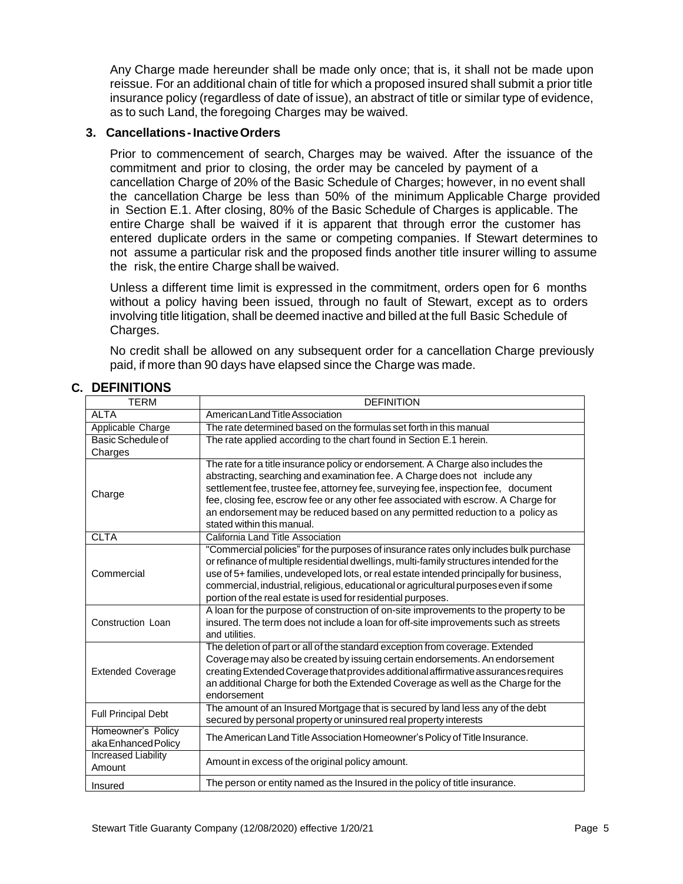Any Charge made hereunder shall be made only once; that is, it shall not be made upon reissue. For an additional chain of title for which a proposed insured shall submit a prior title insurance policy (regardless of date of issue), an abstract of title or similar type of evidence, as to such Land, the foregoing Charges may be waived.

### 3. Cancellations - Inactive Orders

Prior to commencement of search, Charges may be waived. After the issuance of the commitment and prior to closing, the order may be canceled by payment of a cancellation Charge of 20% of the Basic Schedule of Charges; however, in no event shall the cancellation Charge be less than 50% of the minimum Applicable Charge provided in Section E.1. After closing, 80% of the Basic Schedule of Charges is applicable. The entire Charge shall be waived if it is apparent that through error the customer has entered duplicate orders in the same or competing companies. If Stewart determines to not assume a particular risk and the proposed finds another title insurer willing to assume the risk, the entire Charge shall be waived.

Unless a different time limit is expressed in the commitment, orders open for 6 months without a policy having been issued, through no fault of Stewart, except as to orders involving title litigation, shall be deemed inactive and billed at the full Basic Schedule of Charges.

No credit shall be allowed on any subsequent order for a cancellation Charge previously paid, if more than 90 days have elapsed since the Charge was made.

## C. DEFINITIONS

| TERM | DEFINITION |
|---|---|
| ALTA | American Land Title Association |
| Applicable Charge | The rate determined based on the formulas set forth in this manual |
| Basic Schedule of Charges | The rate applied according to the chart found in Section E.1 herein. |
| Charge | The rate for a title insurance policy or endorsement. A Charge also includes the abstracting, searching and examination fee. A Charge does not include any settlement fee, trustee fee, attorney fee, surveying fee, inspection fee, document fee, closing fee, escrow fee or any other fee associated with escrow. A Charge for an endorsement may be reduced based on any permitted reduction to a policy as stated within this manual. |
| CLTA | California Land Title Association |
| Commercial | "Commercial policies" for the purposes of insurance rates only includes bulk purchase or refinance of multiple residential dwellings, multi-family structures intended for the use of 5+ families, undeveloped lots, or real estate intended principally for business, commercial, industrial, religious, educational or agricultural purposes even if some portion of the real estate is used for residential purposes. |
| Construction Loan | A loan for the purpose of construction of on-site improvements to the property to be insured. The term does not include a loan for off-site improvements such as streets and utilities. |
| Extended Coverage | The deletion of part or all of the standard exception from coverage. Extended Coverage may also be created by issuing certain endorsements. An endorsement creating Extended Coverage that provides additional affirmative assurances requires an additional Charge for both the Extended Coverage as well as the Charge for the endorsement |
| Full Principal Debt | The amount of an Insured Mortgage that is secured by land less any of the debt secured by personal property or uninsured real property interests |
| Homeowner's Policy aka Enhanced Policy | The American Land Title Association Homeowner's Policy of Title Insurance. |
| Increased Liability Amount | Amount in excess of the original policy amount. |
| Insured | The person or entity named as the Insured in the policy of title insurance. |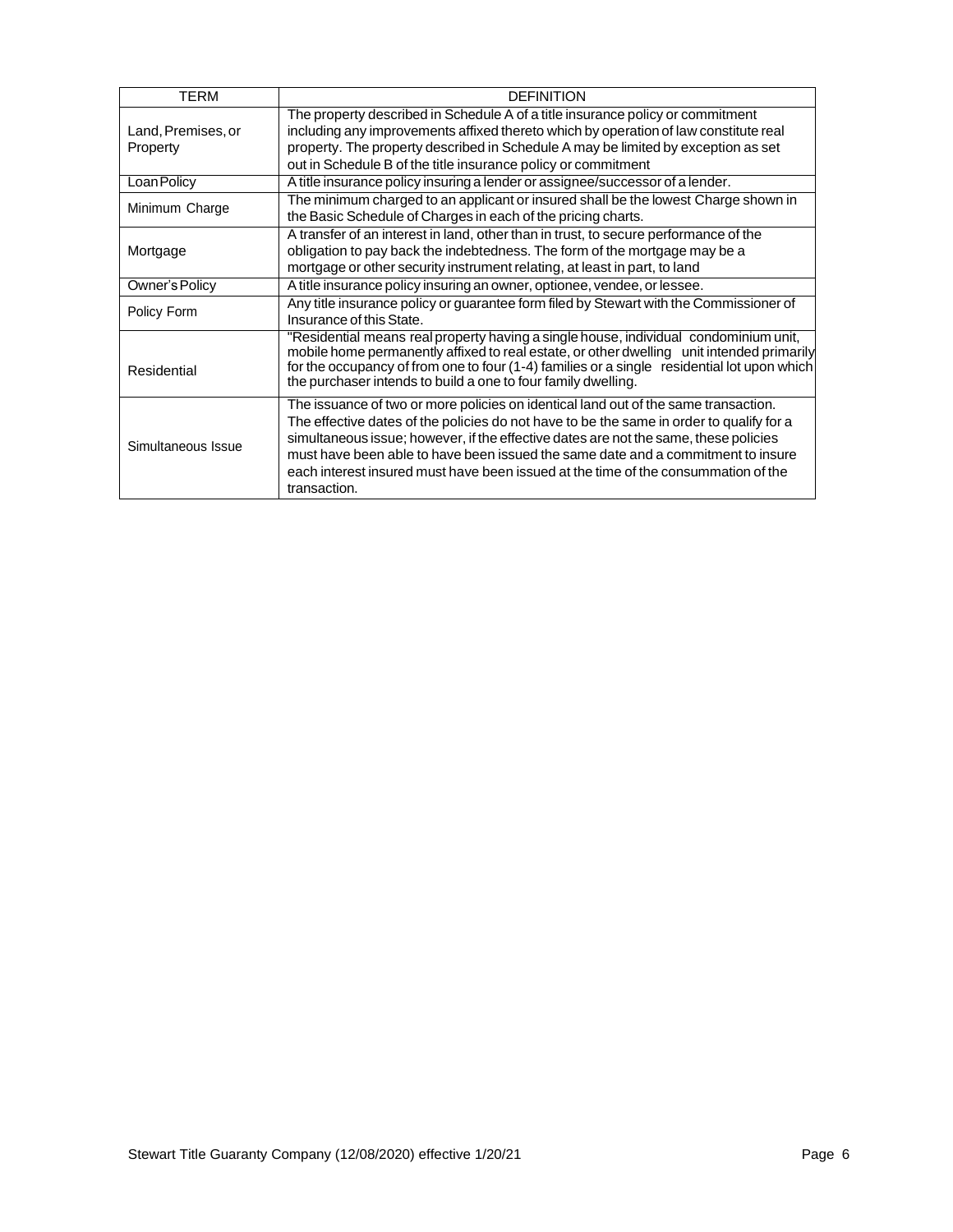| TERM | DEFINITION |
| --- | --- |
| Land, Premises, or Property | The property described in Schedule A of a title insurance policy or commitment including any improvements affixed thereto which by operation of law constitute real property. The property described in Schedule A may be limited by exception as set out in Schedule B of the title insurance policy or commitment |
| Loan Policy | A title insurance policy insuring a lender or assignee/successor of a lender. |
| Minimum Charge | The minimum charged to an applicant or insured shall be the lowest Charge shown in the Basic Schedule of Charges in each of the pricing charts. |
| Mortgage | A transfer of an interest in land, other than in trust, to secure performance of the obligation to pay back the indebtedness. The form of the mortgage may be a mortgage or other security instrument relating, at least in part, to land |
| Owner's Policy | A title insurance policy insuring an owner, optionee, vendee, or lessee. |
| Policy Form | Any title insurance policy or guarantee form filed by Stewart with the Commissioner of Insurance of this State. |
| Residential | "Residential means real property having a single house, individual condominium unit, mobile home permanently affixed to real estate, or other dwelling unit intended primarily for the occupancy of from one to four (1-4) families or a single residential lot upon which the purchaser intends to build a one to four family dwelling. |
| Simultaneous Issue | The issuance of two or more policies on identical land out of the same transaction. The effective dates of the policies do not have to be the same in order to qualify for a simultaneous issue; however, if the effective dates are not the same, these policies must have been able to have been issued the same date and a commitment to insure each interest insured must have been issued at the time of the consummation of the transaction. |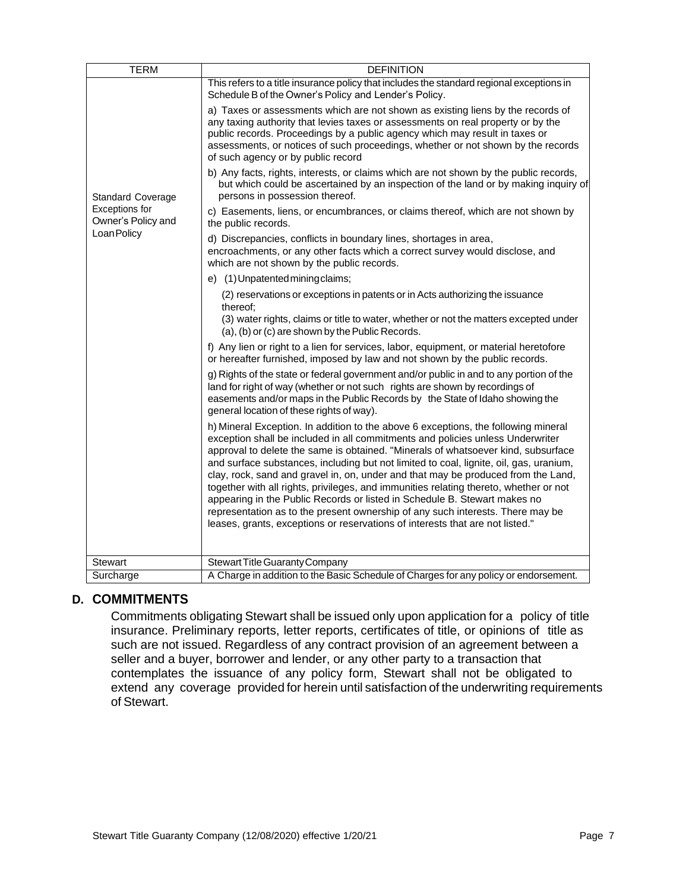| TERM | DEFINITION |
| --- | --- |
| Standard Coverage Exceptions for Owner's Policy and Loan Policy | This refers to a title insurance policy that includes the standard regional exceptions in Schedule B of the Owner's Policy and Lender's Policy.<br><br>a) Taxes or assessments which are not shown as existing liens by the records of any taxing authority that levies taxes or assessments on real property or by the public records. Proceedings by a public agency which may result in taxes or assessments, or notices of such proceedings, whether or not shown by the records of such agency or by public record<br><br>b) Any facts, rights, interests, or claims which are not shown by the public records, but which could be ascertained by an inspection of the land or by making inquiry of persons in possession thereof.<br><br>c) Easements, liens, or encumbrances, or claims thereof, which are not shown by the public records.<br><br>d) Discrepancies, conflicts in boundary lines, shortages in area, encroachments, or any other facts which a correct survey would disclose, and which are not shown by the public records.<br><br>e) (1) Unpatented mining claims;<br>(2) reservations or exceptions in patents or in Acts authorizing the issuance thereof;<br>(3) water rights, claims or title to water, whether or not the matters excepted under (a), (b) or (c) are shown by the Public Records.<br><br>f) Any lien or right to a lien for services, labor, equipment, or material heretofore or hereafter furnished, imposed by law and not shown by the public records.<br><br>g) Rights of the state or federal government and/or public in and to any portion of the land for right of way (whether or not such rights are shown by recordings of easements and/or maps in the Public Records by the State of Idaho showing the general location of these rights of way).<br><br>h) Mineral Exception. In addition to the above 6 exceptions, the following mineral exception shall be included in all commitments and policies unless Underwriter approval to delete the same is obtained. "Minerals of whatsoever kind, subsurface and surface substances, including but not limited to coal, lignite, oil, gas, uranium, clay, rock, sand and gravel in, on, under and that may be produced from the Land, together with all rights, privileges, and immunities relating thereto, whether or not appearing in the Public Records or listed in Schedule B. Stewart makes no representation as to the present ownership of any such interests. There may be leases, grants, exceptions or reservations of interests that are not listed." |
| Stewart | Stewart Title Guaranty Company |
| Surcharge | A Charge in addition to the Basic Schedule of Charges for any policy or endorsement. |

## D. COMMITMENTS

Commitments obligating Stewart shall be issued only upon application for a policy of title insurance. Preliminary reports, letter reports, certificates of title, or opinions of title as such are not issued. Regardless of any contract provision of an agreement between a seller and a buyer, borrower and lender, or any other party to a transaction that contemplates the issuance of any policy form, Stewart shall not be obligated to extend any coverage provided for herein until satisfaction of the underwriting requirements of Stewart.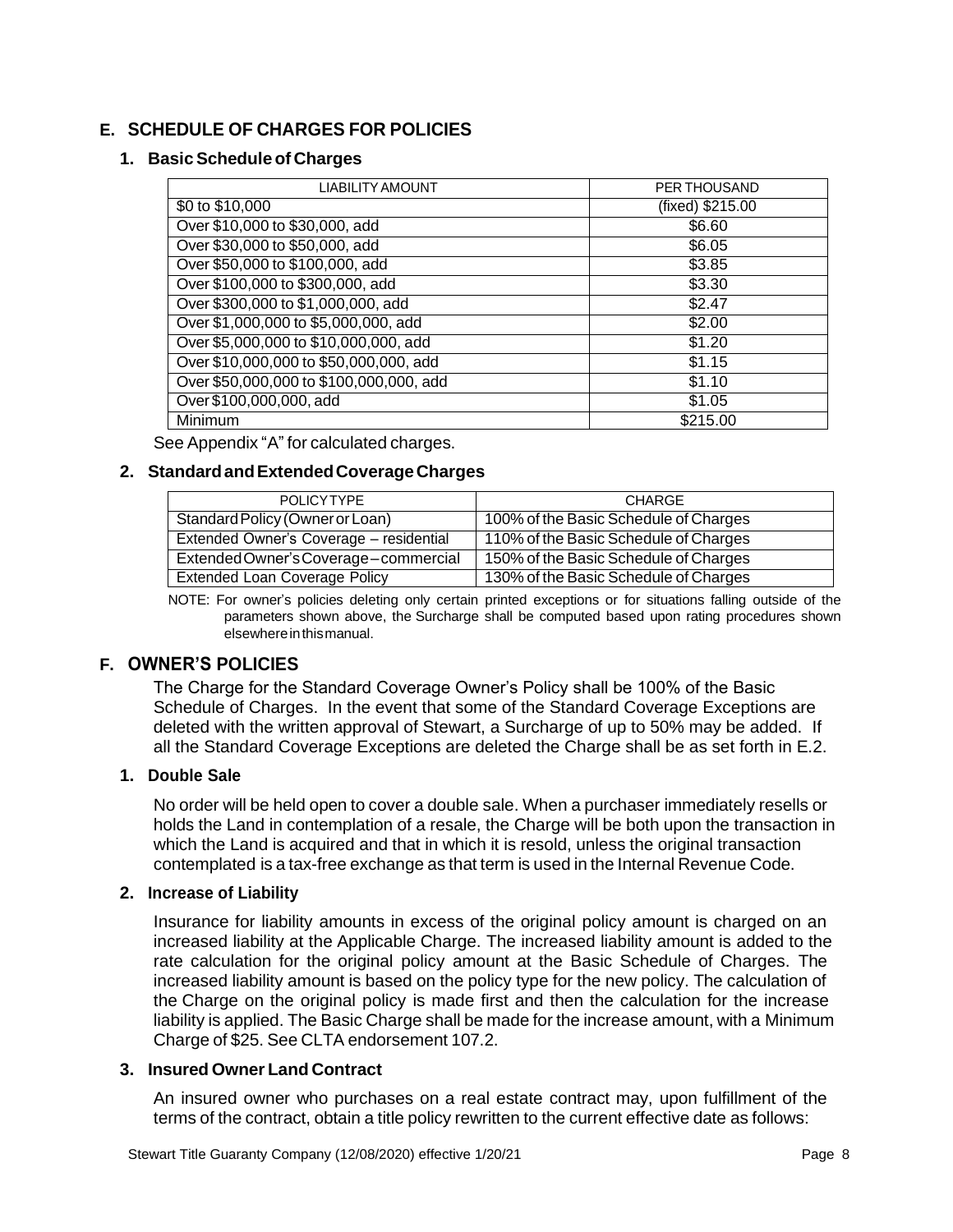## E. SCHEDULE OF CHARGES FOR POLICIES

### 1. Basic Schedule of Charges

| LIABILITY AMOUNT | PER THOUSAND |
|---|---|
| $0 to $10,000 | (fixed) $215.00 |
| Over $10,000 to $30,000, add | $6.60 |
| Over $30,000 to $50,000, add | $6.05 |
| Over $50,000 to $100,000, add | $3.85 |
| Over $100,000 to $300,000, add | $3.30 |
| Over $300,000 to $1,000,000, add | $2.47 |
| Over $1,000,000 to $5,000,000, add | $2.00 |
| Over $5,000,000 to $10,000,000, add | $1.20 |
| Over $10,000,000 to $50,000,000, add | $1.15 |
| Over $50,000,000 to $100,000,000, add | $1.10 |
| Over $100,000,000, add | $1.05 |
| Minimum | $215.00 |

See Appendix "A" for calculated charges.

### 2. Standard and Extended Coverage Charges

| POLICY TYPE | CHARGE |
|---|---|
| Standard Policy (Owner or Loan) | 100% of the Basic Schedule of Charges |
| Extended Owner's Coverage – residential | 110% of the Basic Schedule of Charges |
| Extended Owner's Coverage – commercial | 150% of the Basic Schedule of Charges |
| Extended Loan Coverage Policy | 130% of the Basic Schedule of Charges |

NOTE: For owner's policies deleting only certain printed exceptions or for situations falling outside of the parameters shown above, the Surcharge shall be computed based upon rating procedures shown elsewhere in this manual.

## F. OWNER'S POLICIES

The Charge for the Standard Coverage Owner's Policy shall be 100% of the Basic Schedule of Charges. In the event that some of the Standard Coverage Exceptions are deleted with the written approval of Stewart, a Surcharge of up to 50% may be added. If all the Standard Coverage Exceptions are deleted the Charge shall be as set forth in E.2.

### 1. Double Sale

No order will be held open to cover a double sale. When a purchaser immediately resells or holds the Land in contemplation of a resale, the Charge will be both upon the transaction in which the Land is acquired and that in which it is resold, unless the original transaction contemplated is a tax-free exchange as that term is used in the Internal Revenue Code.

### 2. Increase of Liability

Insurance for liability amounts in excess of the original policy amount is charged on an increased liability at the Applicable Charge. The increased liability amount is added to the rate calculation for the original policy amount at the Basic Schedule of Charges. The increased liability amount is based on the policy type for the new policy. The calculation of the Charge on the original policy is made first and then the calculation for the increase liability is applied. The Basic Charge shall be made for the increase amount, with a Minimum Charge of $25. See CLTA endorsement 107.2.

### 3. Insured Owner Land Contract

An insured owner who purchases on a real estate contract may, upon fulfillment of the terms of the contract, obtain a title policy rewritten to the current effective date as follows: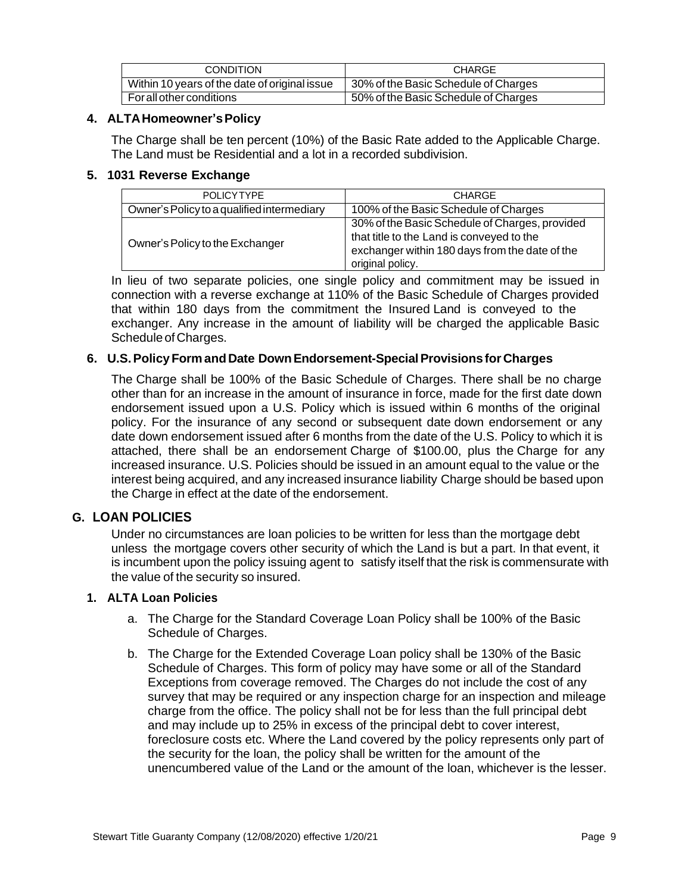| CONDITION | CHARGE |
|---|---|
| Within 10 years of the date of original issue | 30% of the Basic Schedule of Charges |
| For all other conditions | 50% of the Basic Schedule of Charges |

### 4. ALTA Homeowner's Policy

The Charge shall be ten percent (10%) of the Basic Rate added to the Applicable Charge. The Land must be Residential and a lot in a recorded subdivision.

### 5. 1031 Reverse Exchange

| POLICY TYPE | CHARGE |
|---|---|
| Owner's Policy to a qualified intermediary | 100% of the Basic Schedule of Charges |
| Owner's Policy to the Exchanger | 30% of the Basic Schedule of Charges, provided that title to the Land is conveyed to the exchanger within 180 days from the date of the original policy. |

In lieu of two separate policies, one single policy and commitment may be issued in connection with a reverse exchange at 110% of the Basic Schedule of Charges provided that within 180 days from the commitment the Insured Land is conveyed to the exchanger. Any increase in the amount of liability will be charged the applicable Basic Schedule of Charges.

### 6. U.S. Policy Form and Date Down Endorsement-Special Provisions for Charges

The Charge shall be 100% of the Basic Schedule of Charges. There shall be no charge other than for an increase in the amount of insurance in force, made for the first date down endorsement issued upon a U.S. Policy which is issued within 6 months of the original policy. For the insurance of any second or subsequent date down endorsement or any date down endorsement issued after 6 months from the date of the U.S. Policy to which it is attached, there shall be an endorsement Charge of $100.00, plus the Charge for any increased insurance. U.S. Policies should be issued in an amount equal to the value or the interest being acquired, and any increased insurance liability Charge should be based upon the Charge in effect at the date of the endorsement.

## G. LOAN POLICIES

Under no circumstances are loan policies to be written for less than the mortgage debt unless the mortgage covers other security of which the Land is but a part. In that event, it is incumbent upon the policy issuing agent to satisfy itself that the risk is commensurate with the value of the security so insured.

### 1. ALTA Loan Policies

a. The Charge for the Standard Coverage Loan Policy shall be 100% of the Basic Schedule of Charges.

b. The Charge for the Extended Coverage Loan policy shall be 130% of the Basic Schedule of Charges. This form of policy may have some or all of the Standard Exceptions from coverage removed. The Charges do not include the cost of any survey that may be required or any inspection charge for an inspection and mileage charge from the office. The policy shall not be for less than the full principal debt and may include up to 25% in excess of the principal debt to cover interest, foreclosure costs etc. Where the Land covered by the policy represents only part of the security for the loan, the policy shall be written for the amount of the unencumbered value of the Land or the amount of the loan, whichever is the lesser.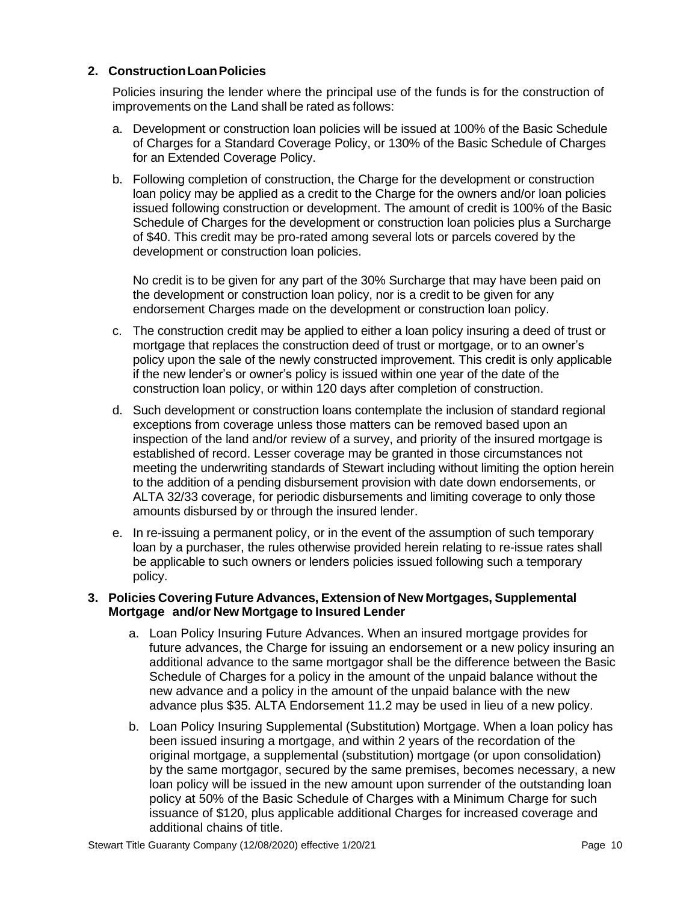## 2. Construction Loan Policies

Policies insuring the lender where the principal use of the funds is for the construction of improvements on the Land shall be rated as follows:

a. Development or construction loan policies will be issued at 100% of the Basic Schedule of Charges for a Standard Coverage Policy, or 130% of the Basic Schedule of Charges for an Extended Coverage Policy.

b. Following completion of construction, the Charge for the development or construction loan policy may be applied as a credit to the Charge for the owners and/or loan policies issued following construction or development. The amount of credit is 100% of the Basic Schedule of Charges for the development or construction loan policies plus a Surcharge of $40. This credit may be pro-rated among several lots or parcels covered by the development or construction loan policies.

   No credit is to be given for any part of the 30% Surcharge that may have been paid on the development or construction loan policy, nor is a credit to be given for any endorsement Charges made on the development or construction loan policy.

c. The construction credit may be applied to either a loan policy insuring a deed of trust or mortgage that replaces the construction deed of trust or mortgage, or to an owner's policy upon the sale of the newly constructed improvement. This credit is only applicable if the new lender's or owner's policy is issued within one year of the date of the construction loan policy, or within 120 days after completion of construction.

d. Such development or construction loans contemplate the inclusion of standard regional exceptions from coverage unless those matters can be removed based upon an inspection of the land and/or review of a survey, and priority of the insured mortgage is established of record. Lesser coverage may be granted in those circumstances not meeting the underwriting standards of Stewart including without limiting the option herein to the addition of a pending disbursement provision with date down endorsements, or ALTA 32/33 coverage, for periodic disbursements and limiting coverage to only those amounts disbursed by or through the insured lender.

e. In re-issuing a permanent policy, or in the event of the assumption of such temporary loan by a purchaser, the rules otherwise provided herein relating to re-issue rates shall be applicable to such owners or lenders policies issued following such a temporary policy.

## 3. Policies Covering Future Advances, Extension of New Mortgages, Supplemental Mortgage and/or New Mortgage to Insured Lender

a. Loan Policy Insuring Future Advances. When an insured mortgage provides for future advances, the Charge for issuing an endorsement or a new policy insuring an additional advance to the same mortgagor shall be the difference between the Basic Schedule of Charges for a policy in the amount of the unpaid balance without the new advance and a policy in the amount of the unpaid balance with the new advance plus $35. ALTA Endorsement 11.2 may be used in lieu of a new policy.

b. Loan Policy Insuring Supplemental (Substitution) Mortgage. When a loan policy has been issued insuring a mortgage, and within 2 years of the recordation of the original mortgage, a supplemental (substitution) mortgage (or upon consolidation) by the same mortgagor, secured by the same premises, becomes necessary, a new loan policy will be issued in the new amount upon surrender of the outstanding loan policy at 50% of the Basic Schedule of Charges with a Minimum Charge for such issuance of $120, plus applicable additional Charges for increased coverage and additional chains of title.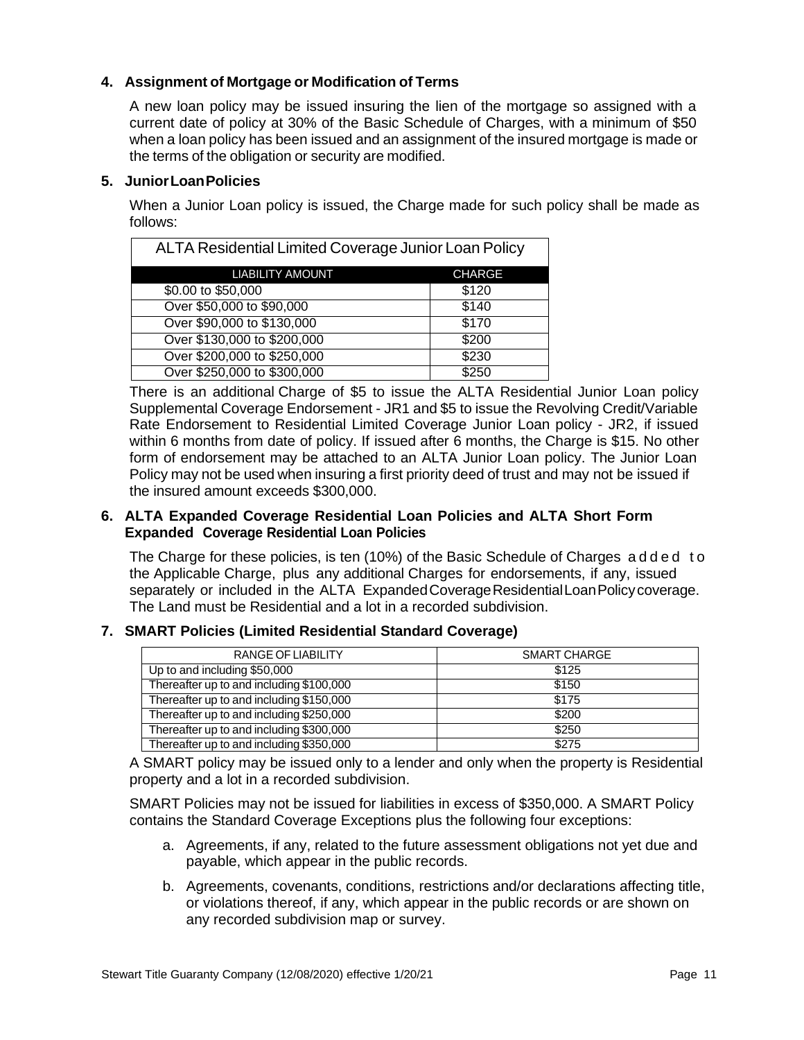**4. Assignment of Mortgage or Modification of Terms**

A new loan policy may be issued insuring the lien of the mortgage so assigned with a current date of policy at 30% of the Basic Schedule of Charges, with a minimum of $50 when a loan policy has been issued and an assignment of the insured mortgage is made or the terms of the obligation or security are modified.

**5. Junior Loan Policies**

When a Junior Loan policy is issued, the Charge made for such policy shall be made as follows:

| ALTA Residential Limited Coverage Junior Loan Policy | |
|---|---|
| LIABILITY AMOUNT | CHARGE |
| $0.00 to $50,000 | $120 |
| Over $50,000 to $90,000 | $140 |
| Over $90,000 to $130,000 | $170 |
| Over $130,000 to $200,000 | $200 |
| Over $200,000 to $250,000 | $230 |
| Over $250,000 to $300,000 | $250 |

There is an additional Charge of $5 to issue the ALTA Residential Junior Loan policy Supplemental Coverage Endorsement - JR1 and $5 to issue the Revolving Credit/Variable Rate Endorsement to Residential Limited Coverage Junior Loan policy - JR2, if issued within 6 months from date of policy. If issued after 6 months, the Charge is $15. No other form of endorsement may be attached to an ALTA Junior Loan policy. The Junior Loan Policy may not be used when insuring a first priority deed of trust and may not be issued if the insured amount exceeds $300,000.

**6. ALTA Expanded Coverage Residential Loan Policies and ALTA Short Form Expanded Coverage Residential Loan Policies**

The Charge for these policies, is ten (10%) of the Basic Schedule of Charges added to the Applicable Charge, plus any additional Charges for endorsements, if any, issued separately or included in the ALTA Expanded Coverage Residential Loan Policy coverage. The Land must be Residential and a lot in a recorded subdivision.

**7. SMART Policies (Limited Residential Standard Coverage)**

| RANGE OF LIABILITY | SMART CHARGE |
|---|---|
| Up to and including $50,000 | $125 |
| Thereafter up to and including $100,000 | $150 |
| Thereafter up to and including $150,000 | $175 |
| Thereafter up to and including $250,000 | $200 |
| Thereafter up to and including $300,000 | $250 |
| Thereafter up to and including $350,000 | $275 |

A SMART policy may be issued only to a lender and only when the property is Residential property and a lot in a recorded subdivision.

SMART Policies may not be issued for liabilities in excess of $350,000. A SMART Policy contains the Standard Coverage Exceptions plus the following four exceptions:

a. Agreements, if any, related to the future assessment obligations not yet due and payable, which appear in the public records.

b. Agreements, covenants, conditions, restrictions and/or declarations affecting title, or violations thereof, if any, which appear in the public records or are shown on any recorded subdivision map or survey.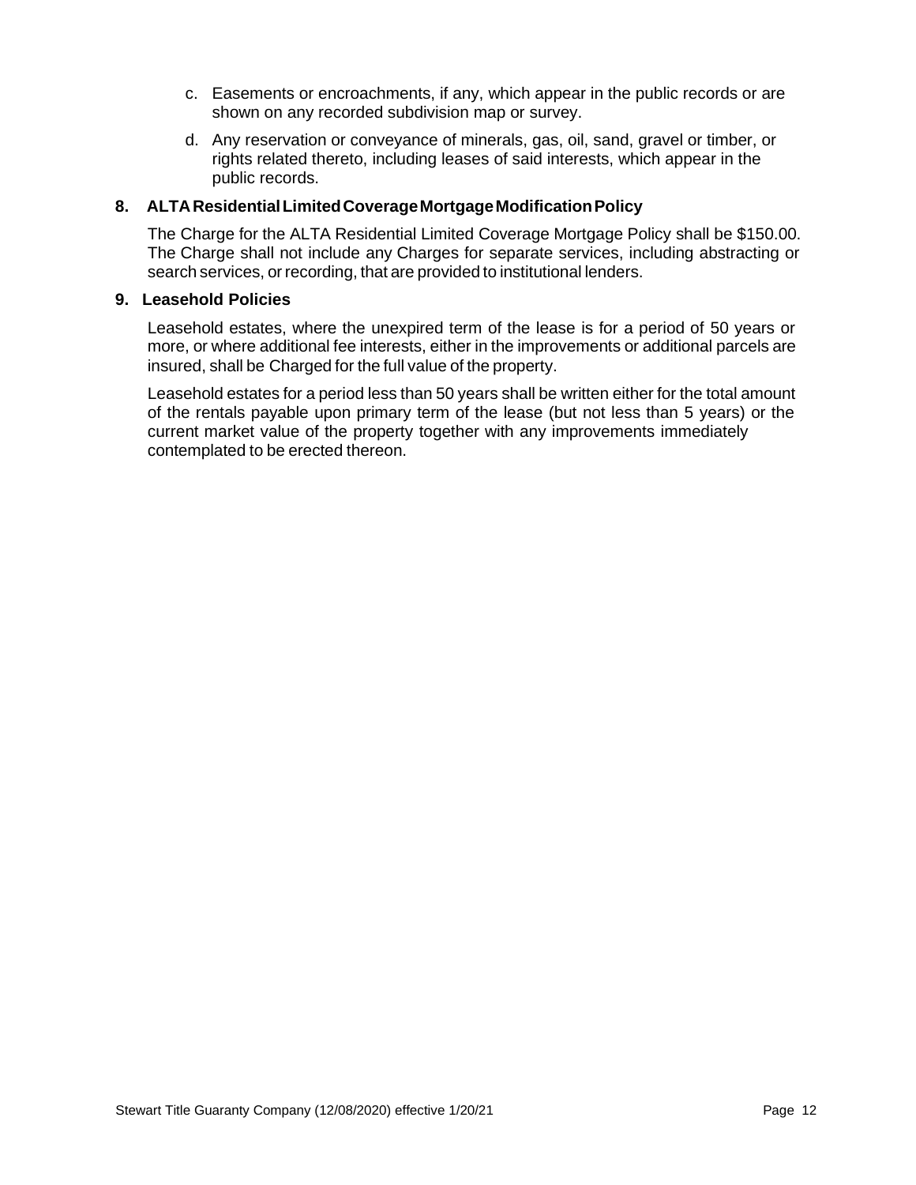c. Easements or encroachments, if any, which appear in the public records or are shown on any recorded subdivision map or survey.

d. Any reservation or conveyance of minerals, gas, oil, sand, gravel or timber, or rights related thereto, including leases of said interests, which appear in the public records.

### 8. ALTA Residential Limited Coverage Mortgage Modification Policy

The Charge for the ALTA Residential Limited Coverage Mortgage Policy shall be $150.00. The Charge shall not include any Charges for separate services, including abstracting or search services, or recording, that are provided to institutional lenders.

### 9. Leasehold Policies

Leasehold estates, where the unexpired term of the lease is for a period of 50 years or more, or where additional fee interests, either in the improvements or additional parcels are insured, shall be Charged for the full value of the property.

Leasehold estates for a period less than 50 years shall be written either for the total amount of the rentals payable upon primary term of the lease (but not less than 5 years) or the current market value of the property together with any improvements immediately contemplated to be erected thereon.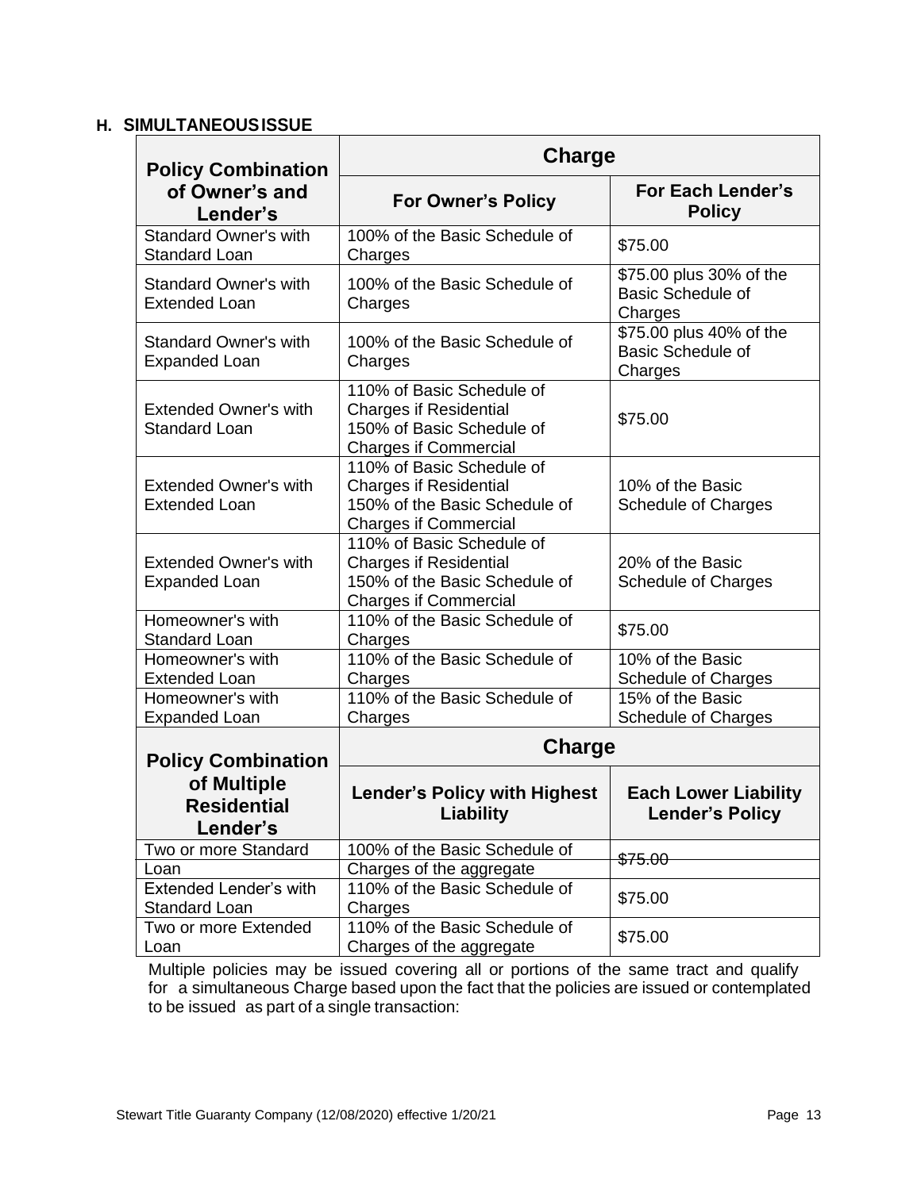## H. SIMULTANEOUS ISSUE

| Policy Combination of Owner's and Lender's | Charge | |
|---|---|---|
| | For Owner's Policy | For Each Lender's Policy |
| Standard Owner's with Standard Loan | 100% of the Basic Schedule of Charges | $75.00 |
| Standard Owner's with Extended Loan | 100% of the Basic Schedule of Charges | $75.00 plus 30% of the Basic Schedule of Charges |
| Standard Owner's with Expanded Loan | 100% of the Basic Schedule of Charges | $75.00 plus 40% of the Basic Schedule of Charges |
| Extended Owner's with Standard Loan | 110% of Basic Schedule of Charges if Residential 150% of Basic Schedule of Charges if Commercial | $75.00 |
| Extended Owner's with Extended Loan | 110% of Basic Schedule of Charges if Residential 150% of the Basic Schedule of Charges if Commercial | 10% of the Basic Schedule of Charges |
| Extended Owner's with Expanded Loan | 110% of Basic Schedule of Charges if Residential 150% of the Basic Schedule of Charges if Commercial | 20% of the Basic Schedule of Charges |
| Homeowner's with Standard Loan | 110% of the Basic Schedule of Charges | $75.00 |
| Homeowner's with Extended Loan | 110% of the Basic Schedule of Charges | 10% of the Basic Schedule of Charges |
| Homeowner's with Expanded Loan | 110% of the Basic Schedule of Charges | 15% of the Basic Schedule of Charges |

| Policy Combination of Multiple Residential Lender's | Charge | |
|---|---|---|
| | Lender's Policy with Highest Liability | Each Lower Liability Lender's Policy |
| Two or more Standard Loan | 100% of the Basic Schedule of Charges of the aggregate | ~~$75.00~~ |
| Extended Lender's with Standard Loan | 110% of the Basic Schedule of Charges | $75.00 |
| Two or more Extended Loan | 110% of the Basic Schedule of Charges of the aggregate | $75.00 |

Multiple policies may be issued covering all or portions of the same tract and qualify for a simultaneous Charge based upon the fact that the policies are issued or contemplated to be issued as part of a single transaction: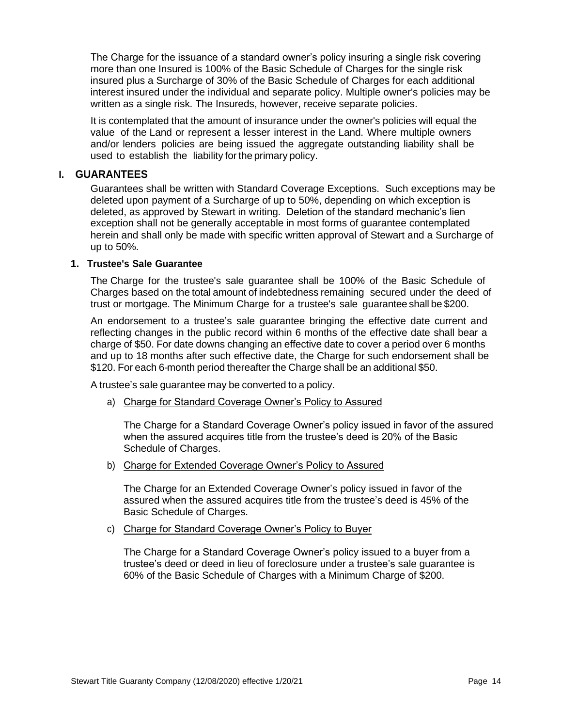The Charge for the issuance of a standard owner's policy insuring a single risk covering more than one Insured is 100% of the Basic Schedule of Charges for the single risk insured plus a Surcharge of 30% of the Basic Schedule of Charges for each additional interest insured under the individual and separate policy. Multiple owner's policies may be written as a single risk. The Insureds, however, receive separate policies.

It is contemplated that the amount of insurance under the owner's policies will equal the value of the Land or represent a lesser interest in the Land. Where multiple owners and/or lenders policies are being issued the aggregate outstanding liability shall be used to establish the liability for the primary policy.

## I. GUARANTEES

Guarantees shall be written with Standard Coverage Exceptions. Such exceptions may be deleted upon payment of a Surcharge of up to 50%, depending on which exception is deleted, as approved by Stewart in writing. Deletion of the standard mechanic's lien exception shall not be generally acceptable in most forms of guarantee contemplated herein and shall only be made with specific written approval of Stewart and a Surcharge of up to 50%.

### 1. Trustee's Sale Guarantee

The Charge for the trustee's sale guarantee shall be 100% of the Basic Schedule of Charges based on the total amount of indebtedness remaining secured under the deed of trust or mortgage. The Minimum Charge for a trustee's sale guarantee shall be $200.

An endorsement to a trustee's sale guarantee bringing the effective date current and reflecting changes in the public record within 6 months of the effective date shall bear a charge of $50. For date downs changing an effective date to cover a period over 6 months and up to 18 months after such effective date, the Charge for such endorsement shall be $120. For each 6-month period thereafter the Charge shall be an additional $50.

A trustee's sale guarantee may be converted to a policy.

a) Charge for Standard Coverage Owner's Policy to Assured

The Charge for a Standard Coverage Owner's policy issued in favor of the assured when the assured acquires title from the trustee's deed is 20% of the Basic Schedule of Charges.

b) Charge for Extended Coverage Owner's Policy to Assured

The Charge for an Extended Coverage Owner's policy issued in favor of the assured when the assured acquires title from the trustee's deed is 45% of the Basic Schedule of Charges.

c) Charge for Standard Coverage Owner's Policy to Buyer

The Charge for a Standard Coverage Owner's policy issued to a buyer from a trustee's deed or deed in lieu of foreclosure under a trustee's sale guarantee is 60% of the Basic Schedule of Charges with a Minimum Charge of $200.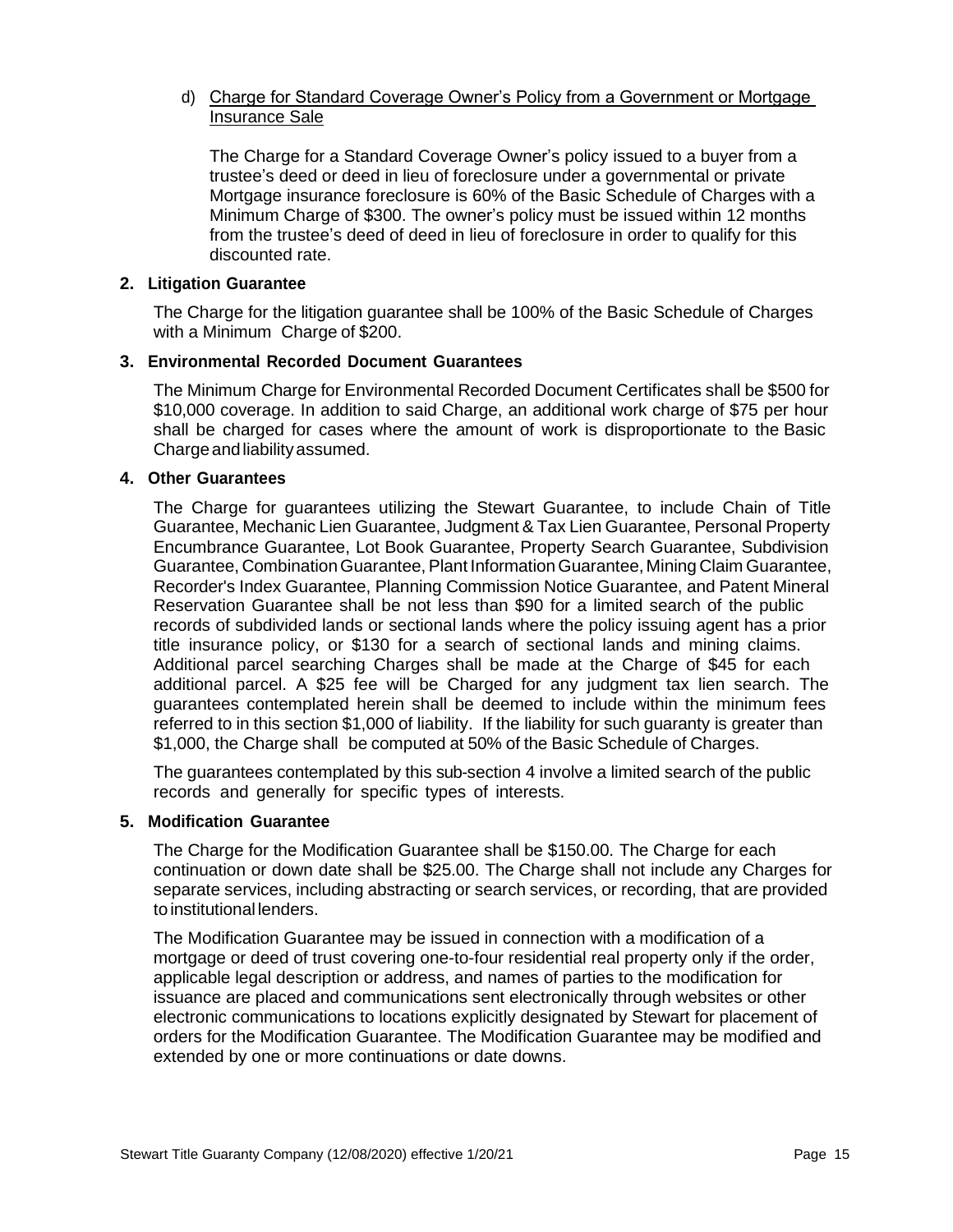d) Charge for Standard Coverage Owner's Policy from a Government or Mortgage Insurance Sale

The Charge for a Standard Coverage Owner's policy issued to a buyer from a trustee's deed or deed in lieu of foreclosure under a governmental or private Mortgage insurance foreclosure is 60% of the Basic Schedule of Charges with a Minimum Charge of $300. The owner's policy must be issued within 12 months from the trustee's deed of deed in lieu of foreclosure in order to qualify for this discounted rate.

**2. Litigation Guarantee**

The Charge for the litigation guarantee shall be 100% of the Basic Schedule of Charges with a Minimum Charge of $200.

**3. Environmental Recorded Document Guarantees**

The Minimum Charge for Environmental Recorded Document Certificates shall be $500 for $10,000 coverage. In addition to said Charge, an additional work charge of $75 per hour shall be charged for cases where the amount of work is disproportionate to the Basic Charge and liability assumed.

**4. Other Guarantees**

The Charge for guarantees utilizing the Stewart Guarantee, to include Chain of Title Guarantee, Mechanic Lien Guarantee, Judgment & Tax Lien Guarantee, Personal Property Encumbrance Guarantee, Lot Book Guarantee, Property Search Guarantee, Subdivision Guarantee, Combination Guarantee, Plant Information Guarantee, Mining Claim Guarantee, Recorder's Index Guarantee, Planning Commission Notice Guarantee, and Patent Mineral Reservation Guarantee shall be not less than $90 for a limited search of the public records of subdivided lands or sectional lands where the policy issuing agent has a prior title insurance policy, or $130 for a search of sectional lands and mining claims. Additional parcel searching Charges shall be made at the Charge of $45 for each additional parcel. A $25 fee will be Charged for any judgment tax lien search. The guarantees contemplated herein shall be deemed to include within the minimum fees referred to in this section $1,000 of liability. If the liability for such guaranty is greater than $1,000, the Charge shall be computed at 50% of the Basic Schedule of Charges.

The guarantees contemplated by this sub-section 4 involve a limited search of the public records and generally for specific types of interests.

**5. Modification Guarantee**

The Charge for the Modification Guarantee shall be $150.00. The Charge for each continuation or down date shall be $25.00. The Charge shall not include any Charges for separate services, including abstracting or search services, or recording, that are provided to institutional lenders.

The Modification Guarantee may be issued in connection with a modification of a mortgage or deed of trust covering one-to-four residential real property only if the order, applicable legal description or address, and names of parties to the modification for issuance are placed and communications sent electronically through websites or other electronic communications to locations explicitly designated by Stewart for placement of orders for the Modification Guarantee. The Modification Guarantee may be modified and extended by one or more continuations or date downs.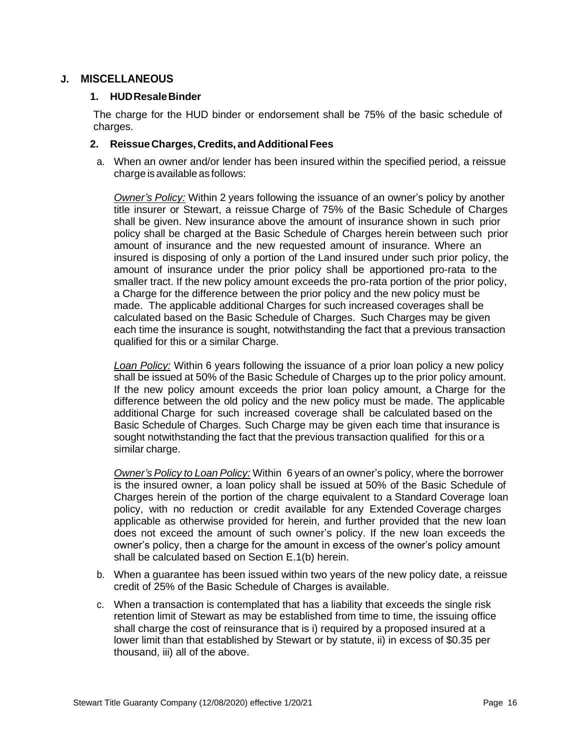## J. MISCELLANEOUS

### 1. HUD Resale Binder

The charge for the HUD binder or endorsement shall be 75% of the basic schedule of charges.

### 2. Reissue Charges, Credits, and Additional Fees

a. When an owner and/or lender has been insured within the specified period, a reissue charge is available as follows:

   *Owner's Policy:* Within 2 years following the issuance of an owner's policy by another title insurer or Stewart, a reissue Charge of 75% of the Basic Schedule of Charges shall be given. New insurance above the amount of insurance shown in such prior policy shall be charged at the Basic Schedule of Charges herein between such prior amount of insurance and the new requested amount of insurance. Where an insured is disposing of only a portion of the Land insured under such prior policy, the amount of insurance under the prior policy shall be apportioned pro-rata to the smaller tract. If the new policy amount exceeds the pro-rata portion of the prior policy, a Charge for the difference between the prior policy and the new policy must be made. The applicable additional Charges for such increased coverages shall be calculated based on the Basic Schedule of Charges. Such Charges may be given each time the insurance is sought, notwithstanding the fact that a previous transaction qualified for this or a similar Charge.

   *Loan Policy:* Within 6 years following the issuance of a prior loan policy a new policy shall be issued at 50% of the Basic Schedule of Charges up to the prior policy amount. If the new policy amount exceeds the prior loan policy amount, a Charge for the difference between the old policy and the new policy must be made. The applicable additional Charge for such increased coverage shall be calculated based on the Basic Schedule of Charges. Such Charge may be given each time that insurance is sought notwithstanding the fact that the previous transaction qualified for this or a similar charge.

   *Owner's Policy to Loan Policy:* Within 6 years of an owner's policy, where the borrower is the insured owner, a loan policy shall be issued at 50% of the Basic Schedule of Charges herein of the portion of the charge equivalent to a Standard Coverage loan policy, with no reduction or credit available for any Extended Coverage charges applicable as otherwise provided for herein, and further provided that the new loan does not exceed the amount of such owner's policy. If the new loan exceeds the owner's policy, then a charge for the amount in excess of the owner's policy amount shall be calculated based on Section E.1(b) herein.

b. When a guarantee has been issued within two years of the new policy date, a reissue credit of 25% of the Basic Schedule of Charges is available.

c. When a transaction is contemplated that has a liability that exceeds the single risk retention limit of Stewart as may be established from time to time, the issuing office shall charge the cost of reinsurance that is i) required by a proposed insured at a lower limit than that established by Stewart or by statute, ii) in excess of $0.35 per thousand, iii) all of the above.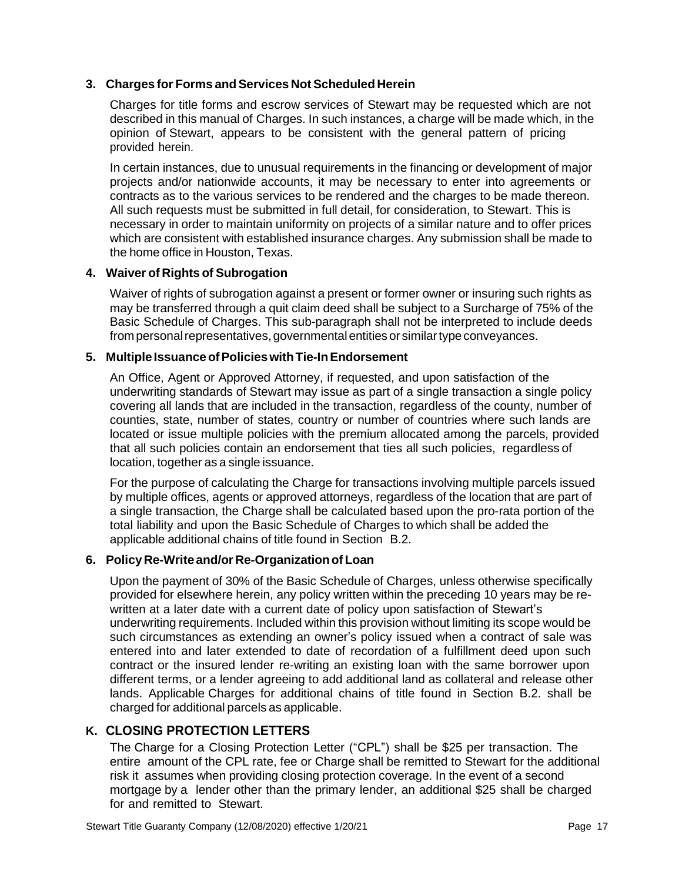### 3. Charges for Forms and Services Not Scheduled Herein

Charges for title forms and escrow services of Stewart may be requested which are not described in this manual of Charges. In such instances, a charge will be made which, in the opinion of Stewart, appears to be consistent with the general pattern of pricing provided herein.

In certain instances, due to unusual requirements in the financing or development of major projects and/or nationwide accounts, it may be necessary to enter into agreements or contracts as to the various services to be rendered and the charges to be made thereon. All such requests must be submitted in full detail, for consideration, to Stewart. This is necessary in order to maintain uniformity on projects of a similar nature and to offer prices which are consistent with established insurance charges. Any submission shall be made to the home office in Houston, Texas.

### 4. Waiver of Rights of Subrogation

Waiver of rights of subrogation against a present or former owner or insuring such rights as may be transferred through a quit claim deed shall be subject to a Surcharge of 75% of the Basic Schedule of Charges. This sub-paragraph shall not be interpreted to include deeds from personal representatives, governmental entities or similar type conveyances.

### 5. Multiple Issuance of Policies with Tie-In Endorsement

An Office, Agent or Approved Attorney, if requested, and upon satisfaction of the underwriting standards of Stewart may issue as part of a single transaction a single policy covering all lands that are included in the transaction, regardless of the county, number of counties, state, number of states, country or number of countries where such lands are located or issue multiple policies with the premium allocated among the parcels, provided that all such policies contain an endorsement that ties all such policies, regardless of location, together as a single issuance.

For the purpose of calculating the Charge for transactions involving multiple parcels issued by multiple offices, agents or approved attorneys, regardless of the location that are part of a single transaction, the Charge shall be calculated based upon the pro-rata portion of the total liability and upon the Basic Schedule of Charges to which shall be added the applicable additional chains of title found in Section B.2.

### 6. Policy Re-Write and/or Re-Organization of Loan

Upon the payment of 30% of the Basic Schedule of Charges, unless otherwise specifically provided for elsewhere herein, any policy written within the preceding 10 years may be re-written at a later date with a current date of policy upon satisfaction of Stewart's underwriting requirements. Included within this provision without limiting its scope would be such circumstances as extending an owner's policy issued when a contract of sale was entered into and later extended to date of recordation of a fulfillment deed upon such contract or the insured lender re-writing an existing loan with the same borrower upon different terms, or a lender agreeing to add additional land as collateral and release other lands. Applicable Charges for additional chains of title found in Section B.2. shall be charged for additional parcels as applicable.

## K. CLOSING PROTECTION LETTERS

The Charge for a Closing Protection Letter ("CPL") shall be $25 per transaction. The entire amount of the CPL rate, fee or Charge shall be remitted to Stewart for the additional risk it assumes when providing closing protection coverage. In the event of a second mortgage by a lender other than the primary lender, an additional $25 shall be charged for and remitted to Stewart.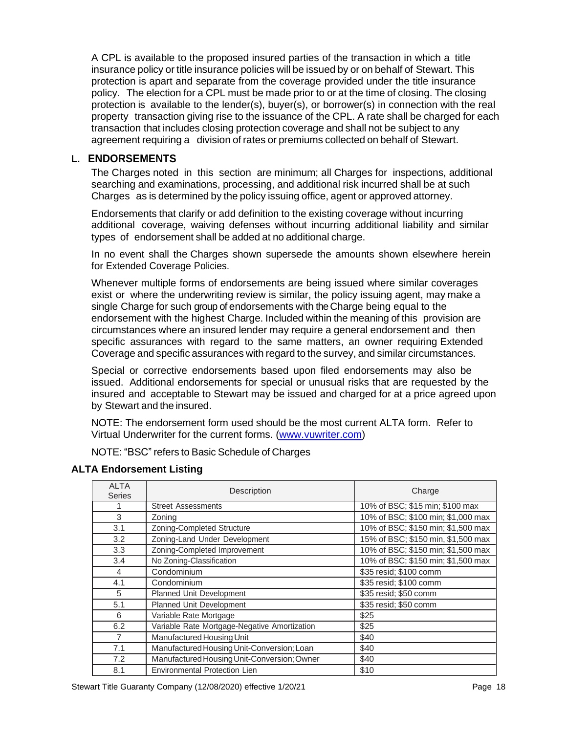A CPL is available to the proposed insured parties of the transaction in which a title insurance policy or title insurance policies will be issued by or on behalf of Stewart. This protection is apart and separate from the coverage provided under the title insurance policy. The election for a CPL must be made prior to or at the time of closing. The closing protection is available to the lender(s), buyer(s), or borrower(s) in connection with the real property transaction giving rise to the issuance of the CPL. A rate shall be charged for each transaction that includes closing protection coverage and shall not be subject to any agreement requiring a division of rates or premiums collected on behalf of Stewart.

## L. ENDORSEMENTS

The Charges noted in this section are minimum; all Charges for inspections, additional searching and examinations, processing, and additional risk incurred shall be at such Charges as is determined by the policy issuing office, agent or approved attorney.

Endorsements that clarify or add definition to the existing coverage without incurring additional coverage, waiving defenses without incurring additional liability and similar types of endorsement shall be added at no additional charge.

In no event shall the Charges shown supersede the amounts shown elsewhere herein for Extended Coverage Policies.

Whenever multiple forms of endorsements are being issued where similar coverages exist or where the underwriting review is similar, the policy issuing agent, may make a single Charge for such group of endorsements with the Charge being equal to the endorsement with the highest Charge. Included within the meaning of this provision are circumstances where an insured lender may require a general endorsement and then specific assurances with regard to the same matters, an owner requiring Extended Coverage and specific assurances with regard to the survey, and similar circumstances.

Special or corrective endorsements based upon filed endorsements may also be issued. Additional endorsements for special or unusual risks that are requested by the insured and acceptable to Stewart may be issued and charged for at a price agreed upon by Stewart and the insured.

NOTE: The endorsement form used should be the most current ALTA form. Refer to Virtual Underwriter for the current forms. (www.vuwriter.com)

NOTE: "BSC" refers to Basic Schedule of Charges

### ALTA Endorsement Listing

| ALTA Series | Description | Charge |
|---|---|---|
| 1 | Street Assessments | 10% of BSC; $15 min; $100 max |
| 3 | Zoning | 10% of BSC; $100 min; $1,000 max |
| 3.1 | Zoning-Completed Structure | 10% of BSC; $150 min; $1,500 max |
| 3.2 | Zoning-Land Under Development | 15% of BSC; $150 min, $1,500 max |
| 3.3 | Zoning-Completed Improvement | 10% of BSC; $150 min; $1,500 max |
| 3.4 | No Zoning-Classification | 10% of BSC; $150 min; $1,500 max |
| 4 | Condominium | $35 resid; $100 comm |
| 4.1 | Condominium | $35 resid; $100 comm |
| 5 | Planned Unit Development | $35 resid; $50 comm |
| 5.1 | Planned Unit Development | $35 resid; $50 comm |
| 6 | Variable Rate Mortgage | $25 |
| 6.2 | Variable Rate Mortgage-Negative Amortization | $25 |
| 7 | Manufactured Housing Unit | $40 |
| 7.1 | Manufactured Housing Unit-Conversion; Loan | $40 |
| 7.2 | Manufactured Housing Unit-Conversion; Owner | $40 |
| 8.1 | Environmental Protection Lien | $10 |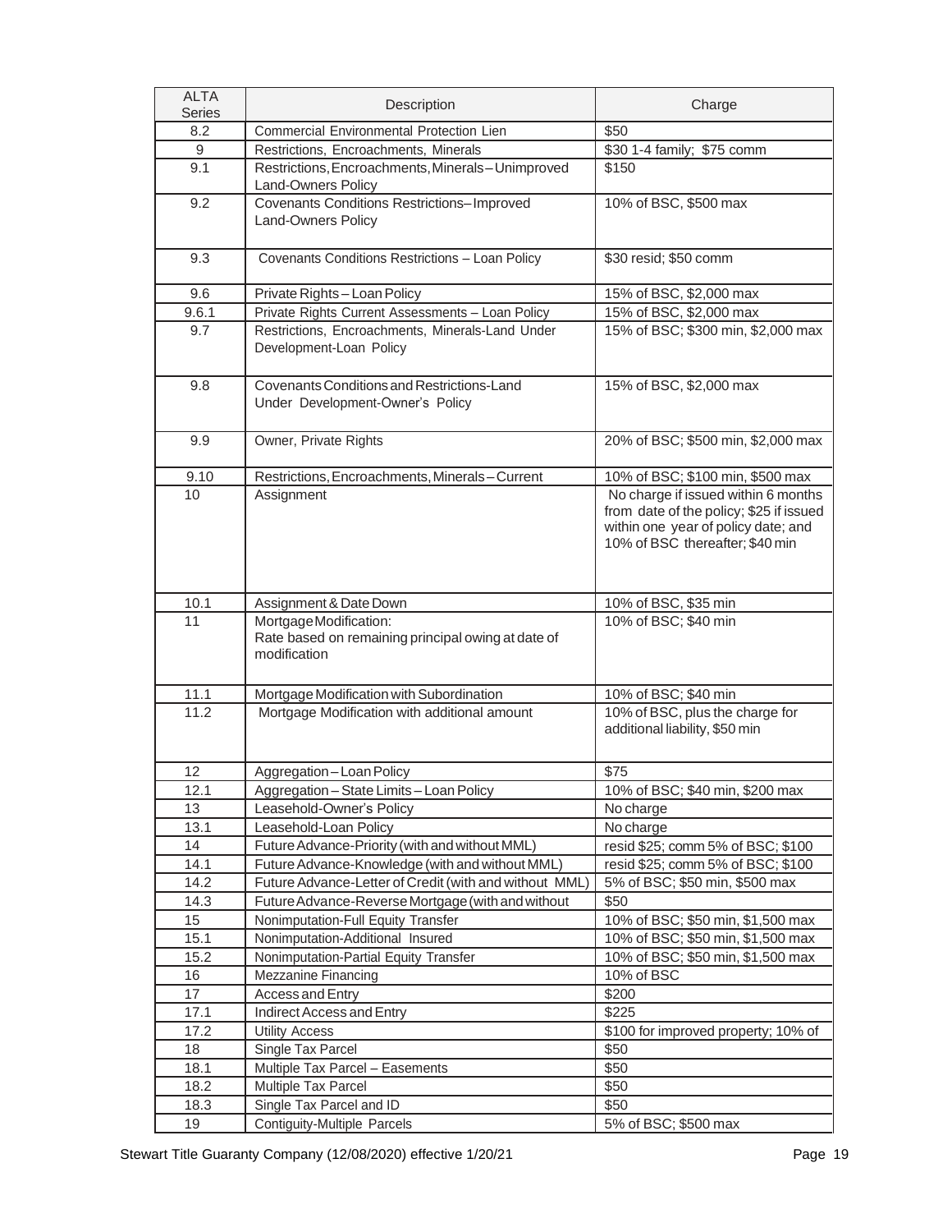| ALTA Series | Description | Charge |
|---|---|---|
| 8.2 | Commercial Environmental Protection Lien | $50 |
| 9 | Restrictions, Encroachments, Minerals | $30 1-4 family; $75 comm |
| 9.1 | Restrictions, Encroachments, Minerals–Unimproved Land-Owners Policy | $150 |
| 9.2 | Covenants Conditions Restrictions–Improved Land-Owners Policy | 10% of BSC, $500 max |
| 9.3 | Covenants Conditions Restrictions – Loan Policy | $30 resid; $50 comm |
| 9.6 | Private Rights – Loan Policy | 15% of BSC, $2,000 max |
| 9.6.1 | Private Rights Current Assessments – Loan Policy | 15% of BSC, $2,000 max |
| 9.7 | Restrictions, Encroachments, Minerals-Land Under Development-Loan Policy | 15% of BSC; $300 min, $2,000 max |
| 9.8 | Covenants Conditions and Restrictions-Land Under Development-Owner's Policy | 15% of BSC, $2,000 max |
| 9.9 | Owner, Private Rights | 20% of BSC; $500 min, $2,000 max |
| 9.10 | Restrictions, Encroachments, Minerals – Current | 10% of BSC; $100 min, $500 max |
| 10 | Assignment | No charge if issued within 6 months from date of the policy; $25 if issued within one year of policy date; and 10% of BSC thereafter; $40 min |
| 10.1 | Assignment & Date Down | 10% of BSC, $35 min |
| 11 | Mortgage Modification: Rate based on remaining principal owing at date of modification | 10% of BSC; $40 min |
| 11.1 | Mortgage Modification with Subordination | 10% of BSC; $40 min |
| 11.2 | Mortgage Modification with additional amount | 10% of BSC, plus the charge for additional liability, $50 min |
| 12 | Aggregation – Loan Policy | $75 |
| 12.1 | Aggregation – State Limits – Loan Policy | 10% of BSC; $40 min, $200 max |
| 13 | Leasehold-Owner's Policy | No charge |
| 13.1 | Leasehold-Loan Policy | No charge |
| 14 | Future Advance-Priority (with and without MML) | resid $25; comm 5% of BSC; $100 |
| 14.1 | Future Advance-Knowledge (with and without MML) | resid $25; comm 5% of BSC; $100 |
| 14.2 | Future Advance-Letter of Credit (with and without MML) | 5% of BSC; $50 min, $500 max |
| 14.3 | Future Advance-Reverse Mortgage (with and without | $50 |
| 15 | Nonimputation-Full Equity Transfer | 10% of BSC; $50 min, $1,500 max |
| 15.1 | Nonimputation-Additional Insured | 10% of BSC; $50 min, $1,500 max |
| 15.2 | Nonimputation-Partial Equity Transfer | 10% of BSC; $50 min, $1,500 max |
| 16 | Mezzanine Financing | 10% of BSC |
| 17 | Access and Entry | $200 |
| 17.1 | Indirect Access and Entry | $225 |
| 17.2 | Utility Access | $100 for improved property; 10% of |
| 18 | Single Tax Parcel | $50 |
| 18.1 | Multiple Tax Parcel – Easements | $50 |
| 18.2 | Multiple Tax Parcel | $50 |
| 18.3 | Single Tax Parcel and ID | $50 |
| 19 | Contiguity-Multiple Parcels | 5% of BSC; $500 max |

Stewart Title Guaranty Company (12/08/2020) effective 1/20/21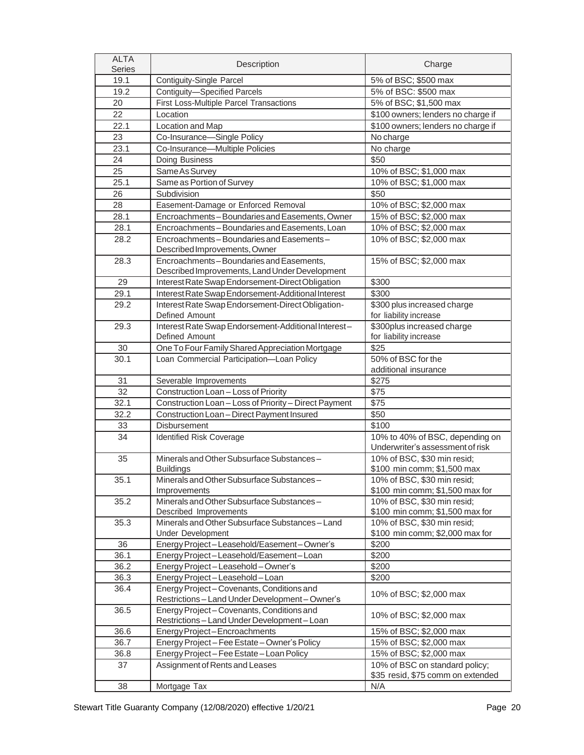| ALTA Series | Description | Charge |
|---|---|---|
| 19.1 | Contiguity-Single Parcel | 5% of BSC; $500 max |
| 19.2 | Contiguity—Specified Parcels | 5% of BSC: $500 max |
| 20 | First Loss-Multiple Parcel Transactions | 5% of BSC; $1,500 max |
| 22 | Location | $100 owners; lenders no charge if |
| 22.1 | Location and Map | $100 owners; lenders no charge if |
| 23 | Co-Insurance—Single Policy | No charge |
| 23.1 | Co-Insurance—Multiple Policies | No charge |
| 24 | Doing Business | $50 |
| 25 | Same As Survey | 10% of BSC; $1,000 max |
| 25.1 | Same as Portion of Survey | 10% of BSC; $1,000 max |
| 26 | Subdivision | $50 |
| 28 | Easement-Damage or Enforced Removal | 10% of BSC; $2,000 max |
| 28.1 | Encroachments – Boundaries and Easements, Owner | 15% of BSC; $2,000 max |
| 28.1 | Encroachments – Boundaries and Easements, Loan | 10% of BSC; $2,000 max |
| 28.2 | Encroachments – Boundaries and Easements – Described Improvements, Owner | 10% of BSC; $2,000 max |
| 28.3 | Encroachments – Boundaries and Easements, Described Improvements, Land Under Development | 15% of BSC; $2,000 max |
| 29 | Interest Rate Swap Endorsement-Direct Obligation | $300 |
| 29.1 | Interest Rate Swap Endorsement-Additional Interest | $300 |
| 29.2 | Interest Rate Swap Endorsement-Direct Obligation-Defined Amount | $300 plus increased charge for liability increase |
| 29.3 | Interest Rate Swap Endorsement-Additional Interest – Defined Amount | $300plus increased charge for liability increase |
| 30 | One To Four Family Shared Appreciation Mortgage | $25 |
| 30.1 | Loan Commercial Participation—Loan Policy | 50% of BSC for the additional insurance |
| 31 | Severable Improvements | $275 |
| 32 | Construction Loan – Loss of Priority | $75 |
| 32.1 | Construction Loan – Loss of Priority – Direct Payment | $75 |
| 32.2 | Construction Loan – Direct Payment Insured | $50 |
| 33 | Disbursement | $100 |
| 34 | Identified Risk Coverage | 10% to 40% of BSC, depending on Underwriter's assessment of risk |
| 35 | Minerals and Other Subsurface Substances – Buildings | 10% of BSC, $30 min resid; $100 min comm; $1,500 max |
| 35.1 | Minerals and Other Subsurface Substances – Improvements | 10% of BSC, $30 min resid; $100 min comm; $1,500 max for |
| 35.2 | Minerals and Other Subsurface Substances – Described Improvements | 10% of BSC, $30 min resid; $100 min comm; $1,500 max for |
| 35.3 | Minerals and Other Subsurface Substances – Land Under Development | 10% of BSC, $30 min resid; $100 min comm; $2,000 max for |
| 36 | Energy Project – Leasehold/Easement – Owner's | $200 |
| 36.1 | Energy Project – Leasehold/Easement – Loan | $200 |
| 36.2 | Energy Project – Leasehold – Owner's | $200 |
| 36.3 | Energy Project – Leasehold – Loan | $200 |
| 36.4 | Energy Project – Covenants, Conditions and Restrictions – Land Under Development – Owner's | 10% of BSC; $2,000 max |
| 36.5 | Energy Project – Covenants, Conditions and Restrictions – Land Under Development – Loan | 10% of BSC; $2,000 max |
| 36.6 | Energy Project – Encroachments | 15% of BSC; $2,000 max |
| 36.7 | Energy Project – Fee Estate – Owner's Policy | 15% of BSC; $2,000 max |
| 36.8 | Energy Project – Fee Estate – Loan Policy | 15% of BSC; $2,000 max |
| 37 | Assignment of Rents and Leases | 10% of BSC on standard policy; $35 resid, $75 comm on extended |
| 38 | Mortgage Tax | N/A |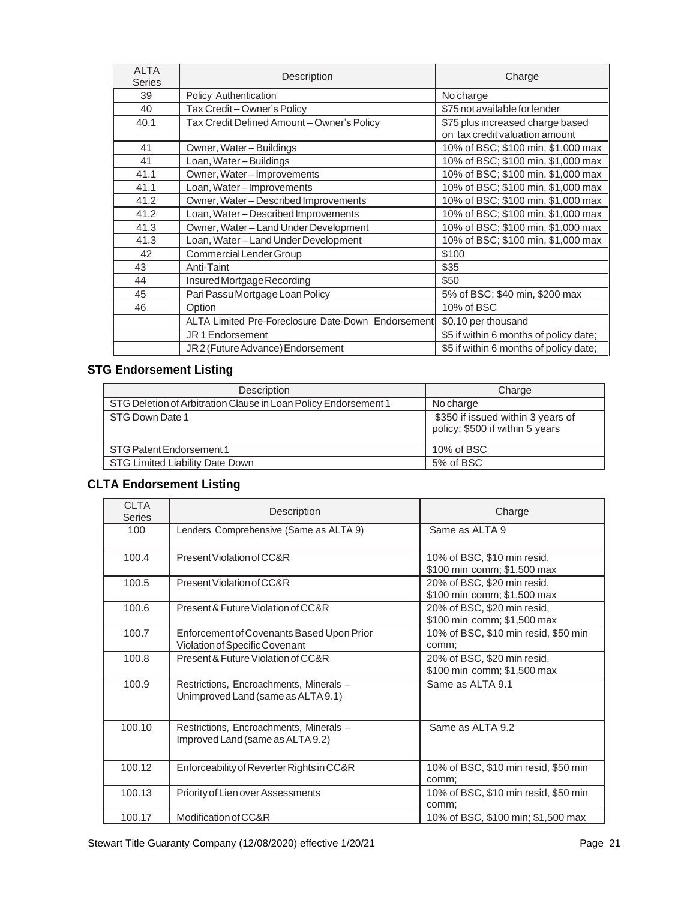| ALTA Series | Description | Charge |
|---|---|---|
| 39 | Policy Authentication | No charge |
| 40 | Tax Credit – Owner's Policy | $75 not available for lender |
| 40.1 | Tax Credit Defined Amount – Owner's Policy | $75 plus increased charge based on tax credit valuation amount |
| 41 | Owner, Water – Buildings | 10% of BSC; $100 min, $1,000 max |
| 41 | Loan, Water – Buildings | 10% of BSC; $100 min, $1,000 max |
| 41.1 | Owner, Water – Improvements | 10% of BSC; $100 min, $1,000 max |
| 41.1 | Loan, Water – Improvements | 10% of BSC; $100 min, $1,000 max |
| 41.2 | Owner, Water – Described Improvements | 10% of BSC; $100 min, $1,000 max |
| 41.2 | Loan, Water – Described Improvements | 10% of BSC; $100 min, $1,000 max |
| 41.3 | Owner, Water – Land Under Development | 10% of BSC; $100 min, $1,000 max |
| 41.3 | Loan, Water – Land Under Development | 10% of BSC; $100 min, $1,000 max |
| 42 | Commercial Lender Group | $100 |
| 43 | Anti-Taint | $35 |
| 44 | Insured Mortgage Recording | $50 |
| 45 | Pari Passu Mortgage Loan Policy | 5% of BSC; $40 min, $200 max |
| 46 | Option | 10% of BSC |
| | ALTA Limited Pre-Foreclosure Date-Down Endorsement | $0.10 per thousand |
| | JR 1 Endorsement | $5 if within 6 months of policy date; |
| | JR 2 (Future Advance) Endorsement | $5 if within 6 months of policy date; |

## STG Endorsement Listing

| Description | Charge |
|---|---|
| STG Deletion of Arbitration Clause in Loan Policy Endorsement 1 | No charge |
| STG Down Date 1 | $350 if issued within 3 years of policy; $500 if within 5 years |
| STG Patent Endorsement 1 | 10% of BSC |
| STG Limited Liability Date Down | 5% of BSC |

## CLTA Endorsement Listing

| CLTA Series | Description | Charge |
|---|---|---|
| 100 | Lenders Comprehensive (Same as ALTA 9) | Same as ALTA 9 |
| 100.4 | Present Violation of CC&R | 10% of BSC, $10 min resid, $100 min comm; $1,500 max |
| 100.5 | Present Violation of CC&R | 20% of BSC, $20 min resid, $100 min comm; $1,500 max |
| 100.6 | Present & Future Violation of CC&R | 20% of BSC, $20 min resid, $100 min comm; $1,500 max |
| 100.7 | Enforcement of Covenants Based Upon Prior Violation of Specific Covenant | 10% of BSC, $10 min resid, $50 min comm; |
| 100.8 | Present & Future Violation of CC&R | 20% of BSC, $20 min resid, $100 min comm; $1,500 max |
| 100.9 | Restrictions, Encroachments, Minerals – Unimproved Land (same as ALTA 9.1) | Same as ALTA 9.1 |
| 100.10 | Restrictions, Encroachments, Minerals – Improved Land (same as ALTA 9.2) | Same as ALTA 9.2 |
| 100.12 | Enforceability of Reverter Rights in CC&R | 10% of BSC, $10 min resid, $50 min comm; |
| 100.13 | Priority of Lien over Assessments | 10% of BSC, $10 min resid, $50 min comm; |
| 100.17 | Modification of CC&R | 10% of BSC, $100 min; $1,500 max |

Stewart Title Guaranty Company (12/08/2020) effective 1/20/21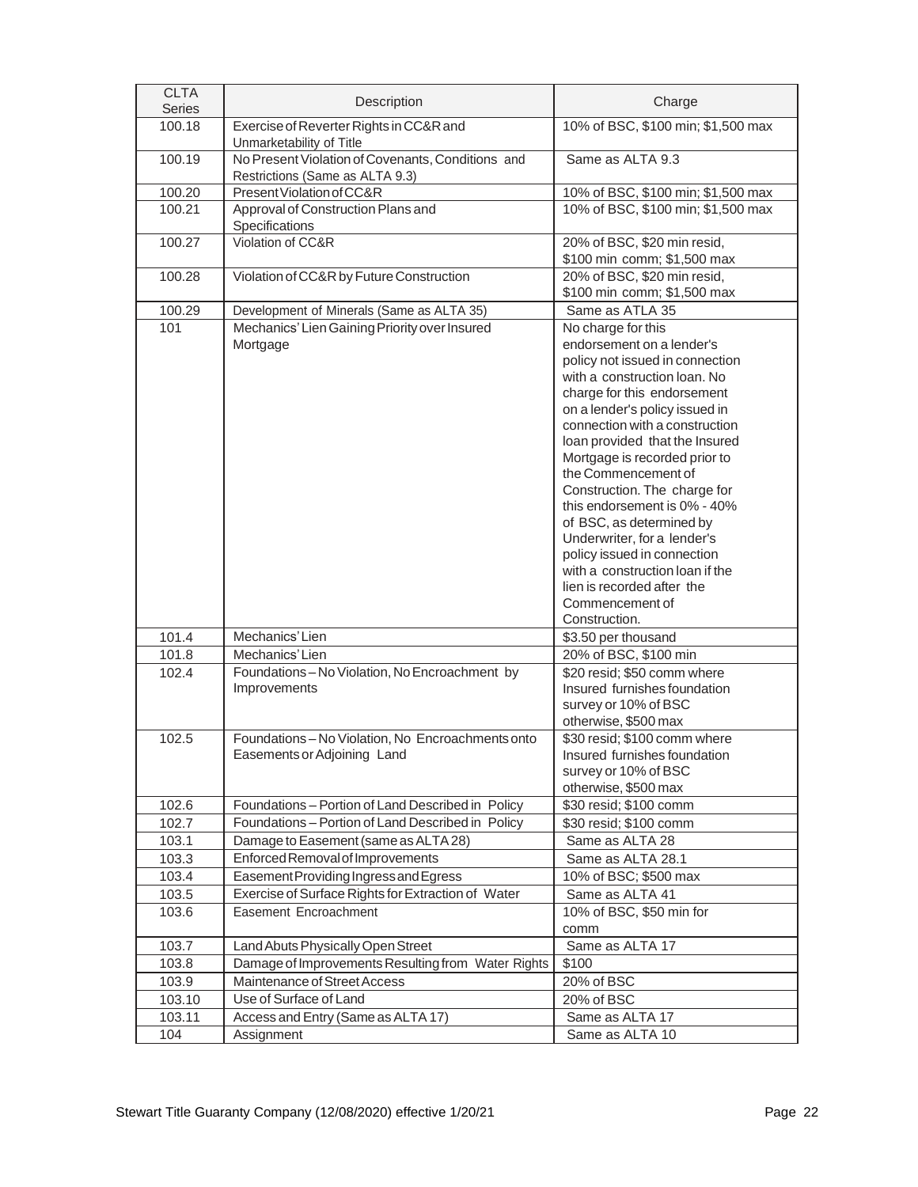| CLTA Series | Description | Charge |
|---|---|---|
| 100.18 | Exercise of Reverter Rights in CC&R and Unmarketability of Title | 10% of BSC, $100 min; $1,500 max |
| 100.19 | No Present Violation of Covenants, Conditions and Restrictions (Same as ALTA 9.3) | Same as ALTA 9.3 |
| 100.20 | Present Violation of CC&R | 10% of BSC, $100 min; $1,500 max |
| 100.21 | Approval of Construction Plans and Specifications | 10% of BSC, $100 min; $1,500 max |
| 100.27 | Violation of CC&R | 20% of BSC, $20 min resid, $100 min comm; $1,500 max |
| 100.28 | Violation of CC&R by Future Construction | 20% of BSC, $20 min resid, $100 min comm; $1,500 max |
| 100.29 | Development of Minerals (Same as ALTA 35) | Same as ATLA 35 |
| 101 | Mechanics' Lien Gaining Priority over Insured Mortgage | No charge for this endorsement on a lender's policy not issued in connection with a construction loan. No charge for this endorsement on a lender's policy issued in connection with a construction loan provided that the Insured Mortgage is recorded prior to the Commencement of Construction. The charge for this endorsement is 0% - 40% of BSC, as determined by Underwriter, for a lender's policy issued in connection with a construction loan if the lien is recorded after the Commencement of Construction. |
| 101.4 | Mechanics' Lien | $3.50 per thousand |
| 101.8 | Mechanics' Lien | 20% of BSC, $100 min |
| 102.4 | Foundations – No Violation, No Encroachment by Improvements | $20 resid; $50 comm where Insured furnishes foundation survey or 10% of BSC otherwise, $500 max |
| 102.5 | Foundations – No Violation, No Encroachments onto Easements or Adjoining Land | $30 resid; $100 comm where Insured furnishes foundation survey or 10% of BSC otherwise, $500 max |
| 102.6 | Foundations – Portion of Land Described in Policy | $30 resid; $100 comm |
| 102.7 | Foundations – Portion of Land Described in Policy | $30 resid; $100 comm |
| 103.1 | Damage to Easement (same as ALTA 28) | Same as ALTA 28 |
| 103.3 | Enforced Removal of Improvements | Same as ALTA 28.1 |
| 103.4 | Easement Providing Ingress and Egress | 10% of BSC; $500 max |
| 103.5 | Exercise of Surface Rights for Extraction of Water | Same as ALTA 41 |
| 103.6 | Easement Encroachment | 10% of BSC, $50 min for comm |
| 103.7 | Land Abuts Physically Open Street | Same as ALTA 17 |
| 103.8 | Damage of Improvements Resulting from Water Rights | $100 |
| 103.9 | Maintenance of Street Access | 20% of BSC |
| 103.10 | Use of Surface of Land | 20% of BSC |
| 103.11 | Access and Entry (Same as ALTA 17) | Same as ALTA 17 |
| 104 | Assignment | Same as ALTA 10 |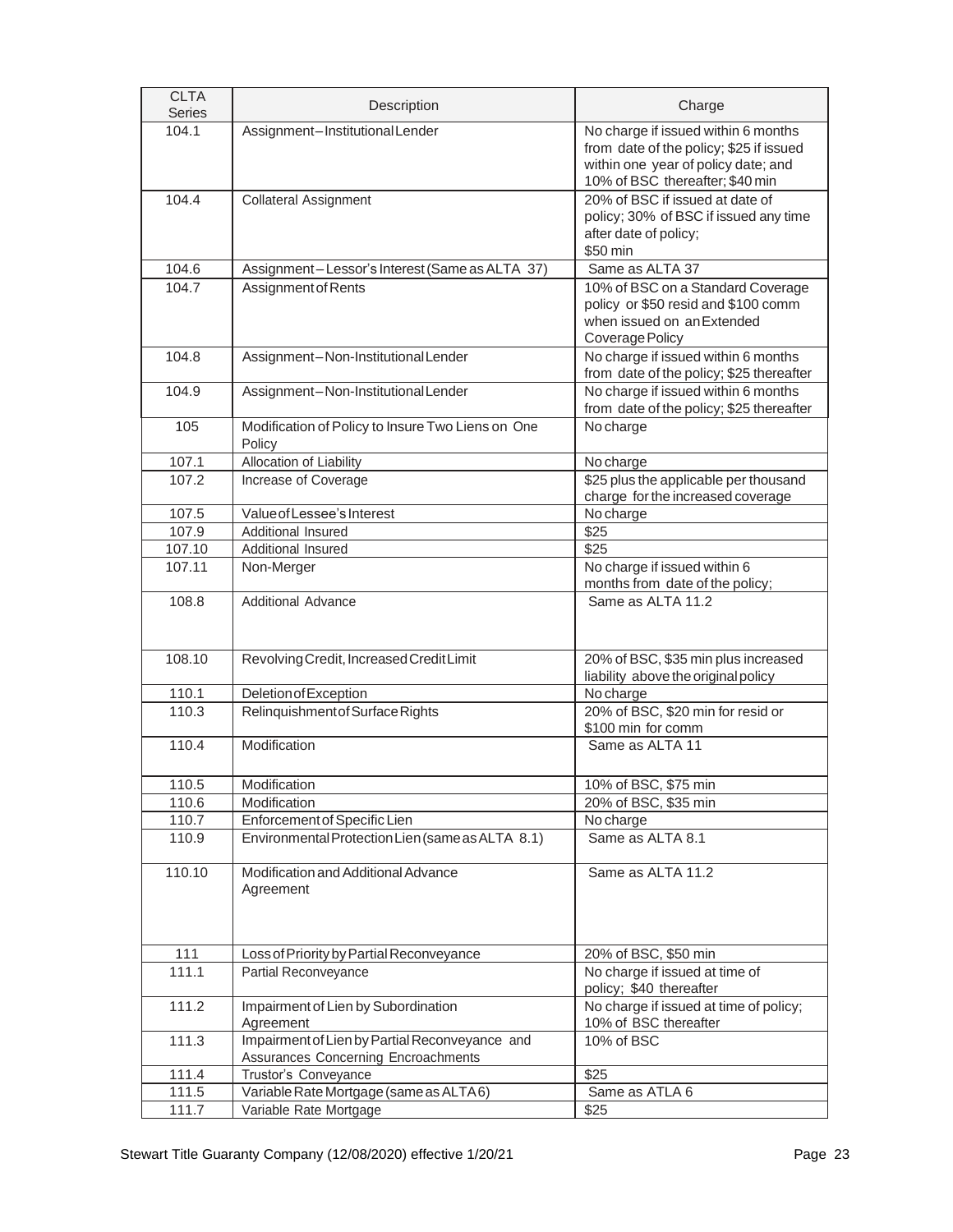| CLTA Series | Description | Charge |
|---|---|---|
| 104.1 | Assignment–Institutional Lender | No charge if issued within 6 months from date of the policy; $25 if issued within one year of policy date; and 10% of BSC thereafter; $40 min |
| 104.4 | Collateral Assignment | 20% of BSC if issued at date of policy; 30% of BSC if issued any time after date of policy; $50 min |
| 104.6 | Assignment–Lessor's Interest (Same as ALTA 37) | Same as ALTA 37 |
| 104.7 | Assignment of Rents | 10% of BSC on a Standard Coverage policy or $50 resid and $100 comm when issued on an Extended Coverage Policy |
| 104.8 | Assignment–Non-Institutional Lender | No charge if issued within 6 months from date of the policy; $25 thereafter |
| 104.9 | Assignment–Non-Institutional Lender | No charge if issued within 6 months from date of the policy; $25 thereafter |
| 105 | Modification of Policy to Insure Two Liens on One Policy | No charge |
| 107.1 | Allocation of Liability | No charge |
| 107.2 | Increase of Coverage | $25 plus the applicable per thousand charge for the increased coverage |
| 107.5 | Value of Lessee's Interest | No charge |
| 107.9 | Additional Insured | $25 |
| 107.10 | Additional Insured | $25 |
| 107.11 | Non-Merger | No charge if issued within 6 months from date of the policy; |
| 108.8 | Additional Advance | Same as ALTA 11.2 |
| 108.10 | Revolving Credit, Increased Credit Limit | 20% of BSC, $35 min plus increased liability above the original policy |
| 110.1 | Deletion of Exception | No charge |
| 110.3 | Relinquishment of Surface Rights | 20% of BSC, $20 min for resid or $100 min for comm |
| 110.4 | Modification | Same as ALTA 11 |
| 110.5 | Modification | 10% of BSC, $75 min |
| 110.6 | Modification | 20% of BSC, $35 min |
| 110.7 | Enforcement of Specific Lien | No charge |
| 110.9 | Environmental Protection Lien (same as ALTA 8.1) | Same as ALTA 8.1 |
| 110.10 | Modification and Additional Advance Agreement | Same as ALTA 11.2 |
| 111 | Loss of Priority by Partial Reconveyance | 20% of BSC, $50 min |
| 111.1 | Partial Reconveyance | No charge if issued at time of policy; $40 thereafter |
| 111.2 | Impairment of Lien by Subordination Agreement | No charge if issued at time of policy; 10% of BSC thereafter |
| 111.3 | Impairment of Lien by Partial Reconveyance and Assurances Concerning Encroachments | 10% of BSC |
| 111.4 | Trustor's Conveyance | $25 |
| 111.5 | Variable Rate Mortgage (same as ALTA 6) | Same as ATLA 6 |
| 111.7 | Variable Rate Mortgage | $25 |

Stewart Title Guaranty Company (12/08/2020) effective 1/20/21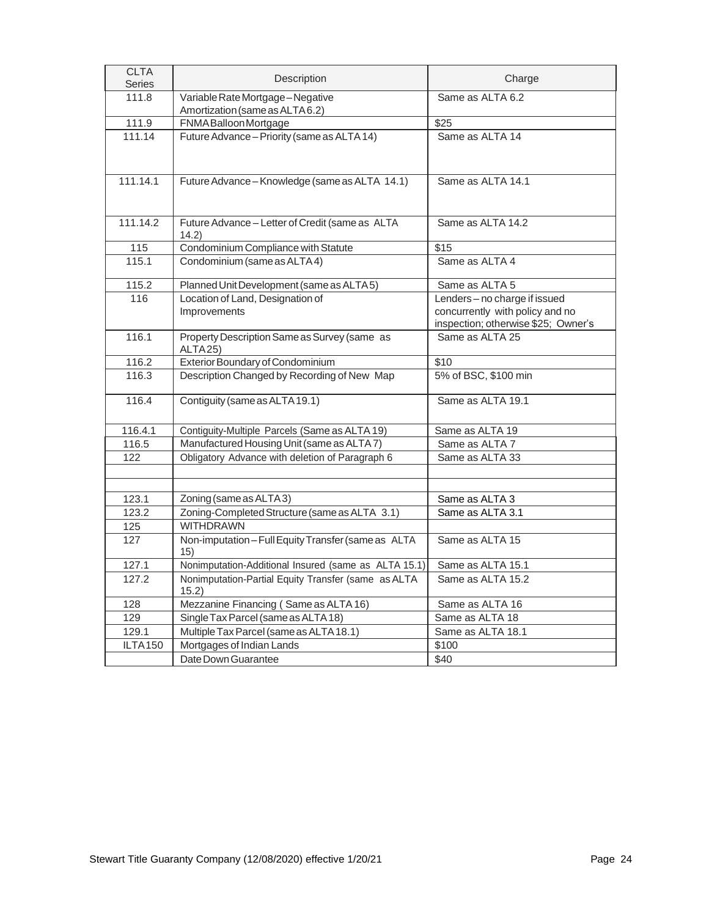| CLTA Series | Description | Charge |
|---|---|---|
| 111.8 | Variable Rate Mortgage – Negative Amortization (same as ALTA 6.2) | Same as ALTA 6.2 |
| 111.9 | FNMA Balloon Mortgage | $25 |
| 111.14 | Future Advance – Priority (same as ALTA 14) | Same as ALTA 14 |
| 111.14.1 | Future Advance – Knowledge (same as ALTA 14.1) | Same as ALTA 14.1 |
| 111.14.2 | Future Advance – Letter of Credit (same as ALTA 14.2) | Same as ALTA 14.2 |
| 115 | Condominium Compliance with Statute | $15 |
| 115.1 | Condominium (same as ALTA 4) | Same as ALTA 4 |
| 115.2 | Planned Unit Development (same as ALTA 5) | Same as ALTA 5 |
| 116 | Location of Land, Designation of Improvements | Lenders – no charge if issued concurrently with policy and no inspection; otherwise $25; Owner's |
| 116.1 | Property Description Same as Survey (same as ALTA 25) | Same as ALTA 25 |
| 116.2 | Exterior Boundary of Condominium | $10 |
| 116.3 | Description Changed by Recording of New Map | 5% of BSC, $100 min |
| 116.4 | Contiguity (same as ALTA 19.1) | Same as ALTA 19.1 |
| 116.4.1 | Contiguity-Multiple Parcels (Same as ALTA 19) | Same as ALTA 19 |
| 116.5 | Manufactured Housing Unit (same as ALTA 7) | Same as ALTA 7 |
| 122 | Obligatory Advance with deletion of Paragraph 6 | Same as ALTA 33 |
| | | |
| | | |
| 123.1 | Zoning (same as ALTA 3) | Same as ALTA 3 |
| 123.2 | Zoning-Completed Structure (same as ALTA 3.1) | Same as ALTA 3.1 |
| 125 | WITHDRAWN | |
| 127 | Non-imputation – Full Equity Transfer (same as ALTA 15) | Same as ALTA 15 |
| 127.1 | Nonimputation-Additional Insured (same as ALTA 15.1) | Same as ALTA 15.1 |
| 127.2 | Nonimputation-Partial Equity Transfer (same as ALTA 15.2) | Same as ALTA 15.2 |
| 128 | Mezzanine Financing ( Same as ALTA 16) | Same as ALTA 16 |
| 129 | Single Tax Parcel (same as ALTA 18) | Same as ALTA 18 |
| 129.1 | Multiple Tax Parcel (same as ALTA 18.1) | Same as ALTA 18.1 |
| ILTA150 | Mortgages of Indian Lands | $100 |
| | Date Down Guarantee | $40 |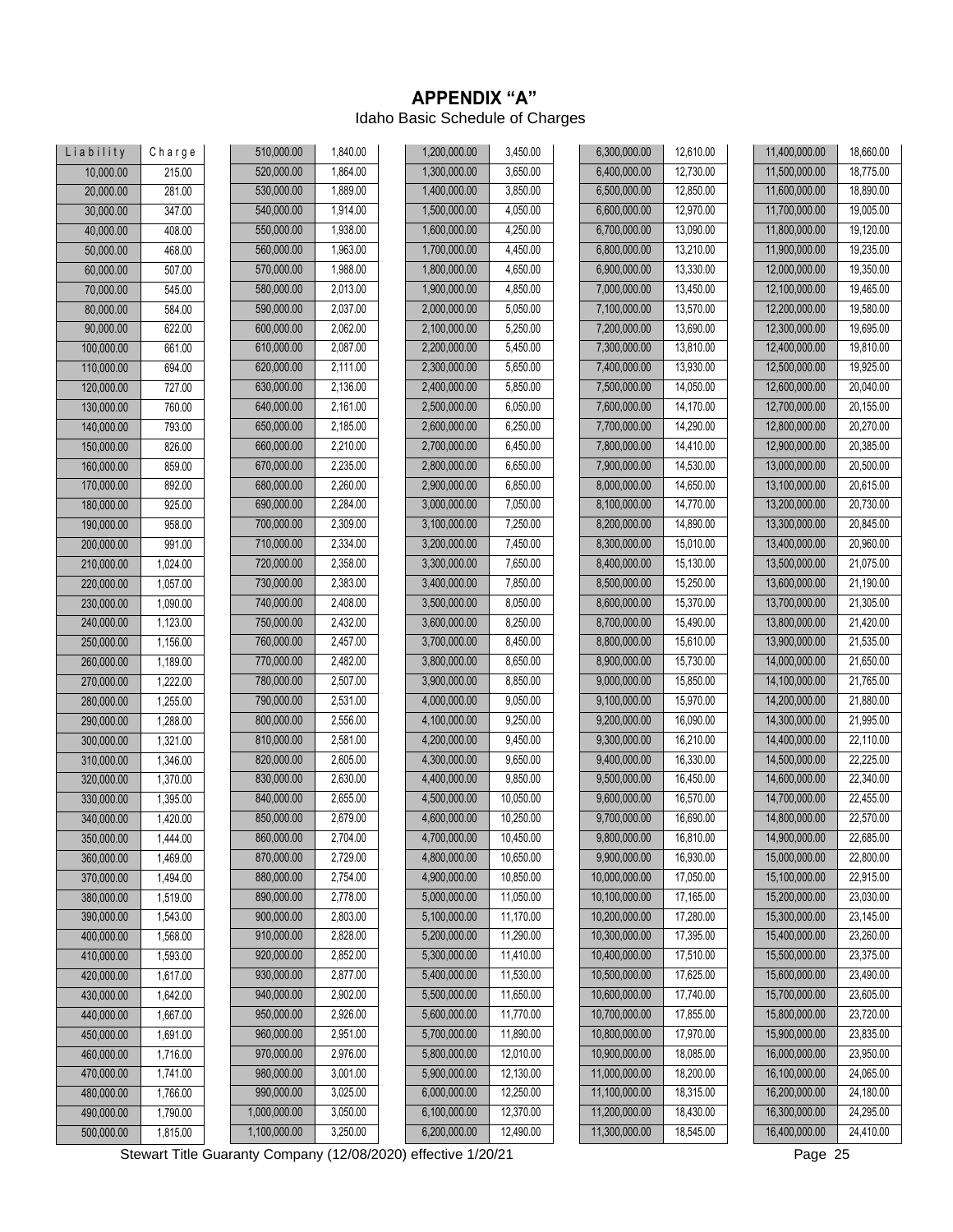# APPENDIX "A"

Idaho Basic Schedule of Charges

| Liability | Charge |
|---|---|
| 10,000.00 | 215.00 |
| 20,000.00 | 281.00 |
| 30,000.00 | 347.00 |
| 40,000.00 | 408.00 |
| 50,000.00 | 468.00 |
| 60,000.00 | 507.00 |
| 70,000.00 | 545.00 |
| 80,000.00 | 584.00 |
| 90,000.00 | 622.00 |
| 100,000.00 | 661.00 |
| 110,000.00 | 694.00 |
| 120,000.00 | 727.00 |
| 130,000.00 | 760.00 |
| 140,000.00 | 793.00 |
| 150,000.00 | 826.00 |
| 160,000.00 | 859.00 |
| 170,000.00 | 892.00 |
| 180,000.00 | 925.00 |
| 190,000.00 | 958.00 |
| 200,000.00 | 991.00 |
| 210,000.00 | 1,024.00 |
| 220,000.00 | 1,057.00 |
| 230,000.00 | 1,090.00 |
| 240,000.00 | 1,123.00 |
| 250,000.00 | 1,156.00 |
| 260,000.00 | 1,189.00 |
| 270,000.00 | 1,222.00 |
| 280,000.00 | 1,255.00 |
| 290,000.00 | 1,288.00 |
| 300,000.00 | 1,321.00 |
| 310,000.00 | 1,346.00 |
| 320,000.00 | 1,370.00 |
| 330,000.00 | 1,395.00 |
| 340,000.00 | 1,420.00 |
| 350,000.00 | 1,444.00 |
| 360,000.00 | 1,469.00 |
| 370,000.00 | 1,494.00 |
| 380,000.00 | 1,519.00 |
| 390,000.00 | 1,543.00 |
| 400,000.00 | 1,568.00 |
| 410,000.00 | 1,593.00 |
| 420,000.00 | 1,617.00 |
| 430,000.00 | 1,642.00 |
| 440,000.00 | 1,667.00 |
| 450,000.00 | 1,691.00 |
| 460,000.00 | 1,716.00 |
| 470,000.00 | 1,741.00 |
| 480,000.00 | 1,766.00 |
| 490,000.00 | 1,790.00 |
| 500,000.00 | 1,815.00 |
| 510,000.00 | 1,840.00 |
| 520,000.00 | 1,864.00 |
| 530,000.00 | 1,889.00 |
| 540,000.00 | 1,914.00 |
| 550,000.00 | 1,938.00 |
| 560,000.00 | 1,963.00 |
| 570,000.00 | 1,988.00 |
| 580,000.00 | 2,013.00 |
| 590,000.00 | 2,037.00 |
| 600,000.00 | 2,062.00 |
| 610,000.00 | 2,087.00 |
| 620,000.00 | 2,111.00 |
| 630,000.00 | 2,136.00 |
| 640,000.00 | 2,161.00 |
| 650,000.00 | 2,185.00 |
| 660,000.00 | 2,210.00 |
| 670,000.00 | 2,235.00 |
| 680,000.00 | 2,260.00 |
| 690,000.00 | 2,284.00 |
| 700,000.00 | 2,309.00 |
| 710,000.00 | 2,334.00 |
| 720,000.00 | 2,358.00 |
| 730,000.00 | 2,383.00 |
| 740,000.00 | 2,408.00 |
| 750,000.00 | 2,432.00 |
| 760,000.00 | 2,457.00 |
| 770,000.00 | 2,482.00 |
| 780,000.00 | 2,507.00 |
| 790,000.00 | 2,531.00 |
| 800,000.00 | 2,556.00 |
| 810,000.00 | 2,581.00 |
| 820,000.00 | 2,605.00 |
| 830,000.00 | 2,630.00 |
| 840,000.00 | 2,655.00 |
| 850,000.00 | 2,679.00 |
| 860,000.00 | 2,704.00 |
| 870,000.00 | 2,729.00 |
| 880,000.00 | 2,754.00 |
| 890,000.00 | 2,778.00 |
| 900,000.00 | 2,803.00 |
| 910,000.00 | 2,828.00 |
| 920,000.00 | 2,852.00 |
| 930,000.00 | 2,877.00 |
| 940,000.00 | 2,902.00 |
| 950,000.00 | 2,926.00 |
| 960,000.00 | 2,951.00 |
| 970,000.00 | 2,976.00 |
| 980,000.00 | 3,001.00 |
| 990,000.00 | 3,025.00 |
| 1,000,000.00 | 3,050.00 |
| 1,100,000.00 | 3,250.00 |
| 1,200,000.00 | 3,450.00 |
| 1,300,000.00 | 3,650.00 |
| 1,400,000.00 | 3,850.00 |
| 1,500,000.00 | 4,050.00 |
| 1,600,000.00 | 4,250.00 |
| 1,700,000.00 | 4,450.00 |
| 1,800,000.00 | 4,650.00 |
| 1,900,000.00 | 4,850.00 |
| 2,000,000.00 | 5,050.00 |
| 2,100,000.00 | 5,250.00 |
| 2,200,000.00 | 5,450.00 |
| 2,300,000.00 | 5,650.00 |
| 2,400,000.00 | 5,850.00 |
| 2,500,000.00 | 6,050.00 |
| 2,600,000.00 | 6,250.00 |
| 2,700,000.00 | 6,450.00 |
| 2,800,000.00 | 6,650.00 |
| 2,900,000.00 | 6,850.00 |
| 3,000,000.00 | 7,050.00 |
| 3,100,000.00 | 7,250.00 |
| 3,200,000.00 | 7,450.00 |
| 3,300,000.00 | 7,650.00 |
| 3,400,000.00 | 7,850.00 |
| 3,500,000.00 | 8,050.00 |
| 3,600,000.00 | 8,250.00 |
| 3,700,000.00 | 8,450.00 |
| 3,800,000.00 | 8,650.00 |
| 3,900,000.00 | 8,850.00 |
| 4,000,000.00 | 9,050.00 |
| 4,100,000.00 | 9,250.00 |
| 4,200,000.00 | 9,450.00 |
| 4,300,000.00 | 9,650.00 |
| 4,400,000.00 | 9,850.00 |
| 4,500,000.00 | 10,050.00 |
| 4,600,000.00 | 10,250.00 |
| 4,700,000.00 | 10,450.00 |
| 4,800,000.00 | 10,650.00 |
| 4,900,000.00 | 10,850.00 |
| 5,000,000.00 | 11,050.00 |
| 5,100,000.00 | 11,170.00 |
| 5,200,000.00 | 11,290.00 |
| 5,300,000.00 | 11,410.00 |
| 5,400,000.00 | 11,530.00 |
| 5,500,000.00 | 11,650.00 |
| 5,600,000.00 | 11,770.00 |
| 5,700,000.00 | 11,890.00 |
| 5,800,000.00 | 12,010.00 |
| 5,900,000.00 | 12,130.00 |
| 6,000,000.00 | 12,250.00 |
| 6,100,000.00 | 12,370.00 |
| 6,200,000.00 | 12,490.00 |
| 6,300,000.00 | 12,610.00 |
| 6,400,000.00 | 12,730.00 |
| 6,500,000.00 | 12,850.00 |
| 6,600,000.00 | 12,970.00 |
| 6,700,000.00 | 13,090.00 |
| 6,800,000.00 | 13,210.00 |
| 6,900,000.00 | 13,330.00 |
| 7,000,000.00 | 13,450.00 |
| 7,100,000.00 | 13,570.00 |
| 7,200,000.00 | 13,690.00 |
| 7,300,000.00 | 13,810.00 |
| 7,400,000.00 | 13,930.00 |
| 7,500,000.00 | 14,050.00 |
| 7,600,000.00 | 14,170.00 |
| 7,700,000.00 | 14,290.00 |
| 7,800,000.00 | 14,410.00 |
| 7,900,000.00 | 14,530.00 |
| 8,000,000.00 | 14,650.00 |
| 8,100,000.00 | 14,770.00 |
| 8,200,000.00 | 14,890.00 |
| 8,300,000.00 | 15,010.00 |
| 8,400,000.00 | 15,130.00 |
| 8,500,000.00 | 15,250.00 |
| 8,600,000.00 | 15,370.00 |
| 8,700,000.00 | 15,490.00 |
| 8,800,000.00 | 15,610.00 |
| 8,900,000.00 | 15,730.00 |
| 9,000,000.00 | 15,850.00 |
| 9,100,000.00 | 15,970.00 |
| 9,200,000.00 | 16,090.00 |
| 9,300,000.00 | 16,210.00 |
| 9,400,000.00 | 16,330.00 |
| 9,500,000.00 | 16,450.00 |
| 9,600,000.00 | 16,570.00 |
| 9,700,000.00 | 16,690.00 |
| 9,800,000.00 | 16,810.00 |
| 9,900,000.00 | 16,930.00 |
| 10,000,000.00 | 17,050.00 |
| 10,100,000.00 | 17,165.00 |
| 10,200,000.00 | 17,280.00 |
| 10,300,000.00 | 17,395.00 |
| 10,400,000.00 | 17,510.00 |
| 10,500,000.00 | 17,625.00 |
| 10,600,000.00 | 17,740.00 |
| 10,700,000.00 | 17,855.00 |
| 10,800,000.00 | 17,970.00 |
| 10,900,000.00 | 18,085.00 |
| 11,000,000.00 | 18,200.00 |
| 11,100,000.00 | 18,315.00 |
| 11,200,000.00 | 18,430.00 |
| 11,300,000.00 | 18,545.00 |
| 11,400,000.00 | 18,660.00 |
| 11,500,000.00 | 18,775.00 |
| 11,600,000.00 | 18,890.00 |
| 11,700,000.00 | 19,005.00 |
| 11,800,000.00 | 19,120.00 |
| 11,900,000.00 | 19,235.00 |
| 12,000,000.00 | 19,350.00 |
| 12,100,000.00 | 19,465.00 |
| 12,200,000.00 | 19,580.00 |
| 12,300,000.00 | 19,695.00 |
| 12,400,000.00 | 19,810.00 |
| 12,500,000.00 | 19,925.00 |
| 12,600,000.00 | 20,040.00 |
| 12,700,000.00 | 20,155.00 |
| 12,800,000.00 | 20,270.00 |
| 12,900,000.00 | 20,385.00 |
| 13,000,000.00 | 20,500.00 |
| 13,100,000.00 | 20,615.00 |
| 13,200,000.00 | 20,730.00 |
| 13,300,000.00 | 20,845.00 |
| 13,400,000.00 | 20,960.00 |
| 13,500,000.00 | 21,075.00 |
| 13,600,000.00 | 21,190.00 |
| 13,700,000.00 | 21,305.00 |
| 13,800,000.00 | 21,420.00 |
| 13,900,000.00 | 21,535.00 |
| 14,000,000.00 | 21,650.00 |
| 14,100,000.00 | 21,765.00 |
| 14,200,000.00 | 21,880.00 |
| 14,300,000.00 | 21,995.00 |
| 14,400,000.00 | 22,110.00 |
| 14,500,000.00 | 22,225.00 |
| 14,600,000.00 | 22,340.00 |
| 14,700,000.00 | 22,455.00 |
| 14,800,000.00 | 22,570.00 |
| 14,900,000.00 | 22,685.00 |
| 15,000,000.00 | 22,800.00 |
| 15,100,000.00 | 22,915.00 |
| 15,200,000.00 | 23,030.00 |
| 15,300,000.00 | 23,145.00 |
| 15,400,000.00 | 23,260.00 |
| 15,500,000.00 | 23,375.00 |
| 15,600,000.00 | 23,490.00 |
| 15,700,000.00 | 23,605.00 |
| 15,800,000.00 | 23,720.00 |
| 15,900,000.00 | 23,835.00 |
| 16,000,000.00 | 23,950.00 |
| 16,100,000.00 | 24,065.00 |
| 16,200,000.00 | 24,180.00 |
| 16,300,000.00 | 24,295.00 |
| 16,400,000.00 | 24,410.00 |

Stewart Title Guaranty Company (12/08/2020) effective 1/20/21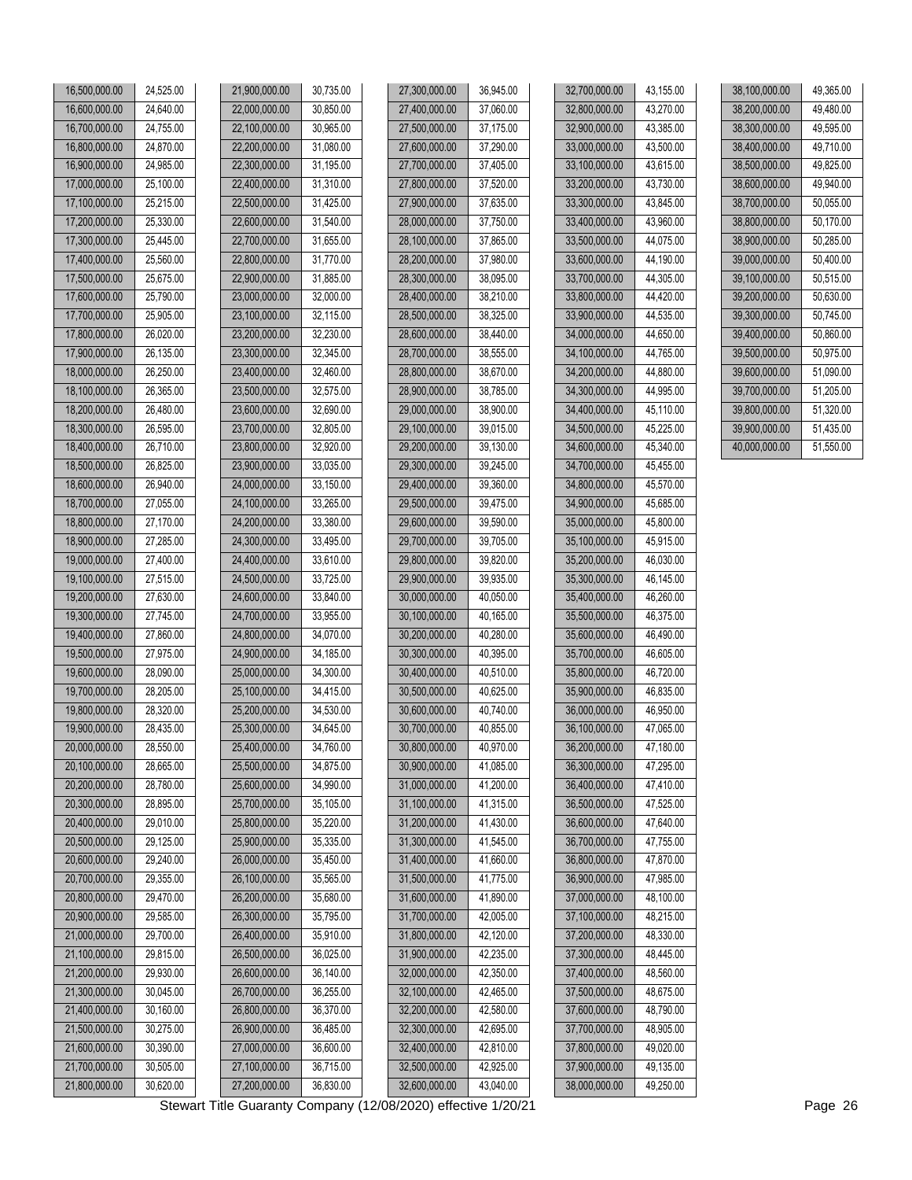| | |
|---|---|
| 16,500,000.00 | 24,525.00 |
| 16,600,000.00 | 24,640.00 |
| 16,700,000.00 | 24,755.00 |
| 16,800,000.00 | 24,870.00 |
| 16,900,000.00 | 24,985.00 |
| 17,000,000.00 | 25,100.00 |
| 17,100,000.00 | 25,215.00 |
| 17,200,000.00 | 25,330.00 |
| 17,300,000.00 | 25,445.00 |
| 17,400,000.00 | 25,560.00 |
| 17,500,000.00 | 25,675.00 |
| 17,600,000.00 | 25,790.00 |
| 17,700,000.00 | 25,905.00 |
| 17,800,000.00 | 26,020.00 |
| 17,900,000.00 | 26,135.00 |
| 18,000,000.00 | 26,250.00 |
| 18,100,000.00 | 26,365.00 |
| 18,200,000.00 | 26,480.00 |
| 18,300,000.00 | 26,595.00 |
| 18,400,000.00 | 26,710.00 |
| 18,500,000.00 | 26,825.00 |
| 18,600,000.00 | 26,940.00 |
| 18,700,000.00 | 27,055.00 |
| 18,800,000.00 | 27,170.00 |
| 18,900,000.00 | 27,285.00 |
| 19,000,000.00 | 27,400.00 |
| 19,100,000.00 | 27,515.00 |
| 19,200,000.00 | 27,630.00 |
| 19,300,000.00 | 27,745.00 |
| 19,400,000.00 | 27,860.00 |
| 19,500,000.00 | 27,975.00 |
| 19,600,000.00 | 28,090.00 |
| 19,700,000.00 | 28,205.00 |
| 19,800,000.00 | 28,320.00 |
| 19,900,000.00 | 28,435.00 |
| 20,000,000.00 | 28,550.00 |
| 20,100,000.00 | 28,665.00 |
| 20,200,000.00 | 28,780.00 |
| 20,300,000.00 | 28,895.00 |
| 20,400,000.00 | 29,010.00 |
| 20,500,000.00 | 29,125.00 |
| 20,600,000.00 | 29,240.00 |
| 20,700,000.00 | 29,355.00 |
| 20,800,000.00 | 29,470.00 |
| 20,900,000.00 | 29,585.00 |
| 21,000,000.00 | 29,700.00 |
| 21,100,000.00 | 29,815.00 |
| 21,200,000.00 | 29,930.00 |
| 21,300,000.00 | 30,045.00 |
| 21,400,000.00 | 30,160.00 |
| 21,500,000.00 | 30,275.00 |
| 21,600,000.00 | 30,390.00 |
| 21,700,000.00 | 30,505.00 |
| 21,800,000.00 | 30,620.00 |

| | |
|---|---|
| 21,900,000.00 | 30,735.00 |
| 22,000,000.00 | 30,850.00 |
| 22,100,000.00 | 30,965.00 |
| 22,200,000.00 | 31,080.00 |
| 22,300,000.00 | 31,195.00 |
| 22,400,000.00 | 31,310.00 |
| 22,500,000.00 | 31,425.00 |
| 22,600,000.00 | 31,540.00 |
| 22,700,000.00 | 31,655.00 |
| 22,800,000.00 | 31,770.00 |
| 22,900,000.00 | 31,885.00 |
| 23,000,000.00 | 32,000.00 |
| 23,100,000.00 | 32,115.00 |
| 23,200,000.00 | 32,230.00 |
| 23,300,000.00 | 32,345.00 |
| 23,400,000.00 | 32,460.00 |
| 23,500,000.00 | 32,575.00 |
| 23,600,000.00 | 32,690.00 |
| 23,700,000.00 | 32,805.00 |
| 23,800,000.00 | 32,920.00 |
| 23,900,000.00 | 33,035.00 |
| 24,000,000.00 | 33,150.00 |
| 24,100,000.00 | 33,265.00 |
| 24,200,000.00 | 33,380.00 |
| 24,300,000.00 | 33,495.00 |
| 24,400,000.00 | 33,610.00 |
| 24,500,000.00 | 33,725.00 |
| 24,600,000.00 | 33,840.00 |
| 24,700,000.00 | 33,955.00 |
| 24,800,000.00 | 34,070.00 |
| 24,900,000.00 | 34,185.00 |
| 25,000,000.00 | 34,300.00 |
| 25,100,000.00 | 34,415.00 |
| 25,200,000.00 | 34,530.00 |
| 25,300,000.00 | 34,645.00 |
| 25,400,000.00 | 34,760.00 |
| 25,500,000.00 | 34,875.00 |
| 25,600,000.00 | 34,990.00 |
| 25,700,000.00 | 35,105.00 |
| 25,800,000.00 | 35,220.00 |
| 25,900,000.00 | 35,335.00 |
| 26,000,000.00 | 35,450.00 |
| 26,100,000.00 | 35,565.00 |
| 26,200,000.00 | 35,680.00 |
| 26,300,000.00 | 35,795.00 |
| 26,400,000.00 | 35,910.00 |
| 26,500,000.00 | 36,025.00 |
| 26,600,000.00 | 36,140.00 |
| 26,700,000.00 | 36,255.00 |
| 26,800,000.00 | 36,370.00 |
| 26,900,000.00 | 36,485.00 |
| 27,000,000.00 | 36,600.00 |
| 27,100,000.00 | 36,715.00 |
| 27,200,000.00 | 36,830.00 |

| | |
|---|---|
| 27,300,000.00 | 36,945.00 |
| 27,400,000.00 | 37,060.00 |
| 27,500,000.00 | 37,175.00 |
| 27,600,000.00 | 37,290.00 |
| 27,700,000.00 | 37,405.00 |
| 27,800,000.00 | 37,520.00 |
| 27,900,000.00 | 37,635.00 |
| 28,000,000.00 | 37,750.00 |
| 28,100,000.00 | 37,865.00 |
| 28,200,000.00 | 37,980.00 |
| 28,300,000.00 | 38,095.00 |
| 28,400,000.00 | 38,210.00 |
| 28,500,000.00 | 38,325.00 |
| 28,600,000.00 | 38,440.00 |
| 28,700,000.00 | 38,555.00 |
| 28,800,000.00 | 38,670.00 |
| 28,900,000.00 | 38,785.00 |
| 29,000,000.00 | 38,900.00 |
| 29,100,000.00 | 39,015.00 |
| 29,200,000.00 | 39,130.00 |
| 29,300,000.00 | 39,245.00 |
| 29,400,000.00 | 39,360.00 |
| 29,500,000.00 | 39,475.00 |
| 29,600,000.00 | 39,590.00 |
| 29,700,000.00 | 39,705.00 |
| 29,800,000.00 | 39,820.00 |
| 29,900,000.00 | 39,935.00 |
| 30,000,000.00 | 40,050.00 |
| 30,100,000.00 | 40,165.00 |
| 30,200,000.00 | 40,280.00 |
| 30,300,000.00 | 40,395.00 |
| 30,400,000.00 | 40,510.00 |
| 30,500,000.00 | 40,625.00 |
| 30,600,000.00 | 40,740.00 |
| 30,700,000.00 | 40,855.00 |
| 30,800,000.00 | 40,970.00 |
| 30,900,000.00 | 41,085.00 |
| 31,000,000.00 | 41,200.00 |
| 31,100,000.00 | 41,315.00 |
| 31,200,000.00 | 41,430.00 |
| 31,300,000.00 | 41,545.00 |
| 31,400,000.00 | 41,660.00 |
| 31,500,000.00 | 41,775.00 |
| 31,600,000.00 | 41,890.00 |
| 31,700,000.00 | 42,005.00 |
| 31,800,000.00 | 42,120.00 |
| 31,900,000.00 | 42,235.00 |
| 32,000,000.00 | 42,350.00 |
| 32,100,000.00 | 42,465.00 |
| 32,200,000.00 | 42,580.00 |
| 32,300,000.00 | 42,695.00 |
| 32,400,000.00 | 42,810.00 |
| 32,500,000.00 | 42,925.00 |
| 32,600,000.00 | 43,040.00 |

| | |
|---|---|
| 32,700,000.00 | 43,155.00 |
| 32,800,000.00 | 43,270.00 |
| 32,900,000.00 | 43,385.00 |
| 33,000,000.00 | 43,500.00 |
| 33,100,000.00 | 43,615.00 |
| 33,200,000.00 | 43,730.00 |
| 33,300,000.00 | 43,845.00 |
| 33,400,000.00 | 43,960.00 |
| 33,500,000.00 | 44,075.00 |
| 33,600,000.00 | 44,190.00 |
| 33,700,000.00 | 44,305.00 |
| 33,800,000.00 | 44,420.00 |
| 33,900,000.00 | 44,535.00 |
| 34,000,000.00 | 44,650.00 |
| 34,100,000.00 | 44,765.00 |
| 34,200,000.00 | 44,880.00 |
| 34,300,000.00 | 44,995.00 |
| 34,400,000.00 | 45,110.00 |
| 34,500,000.00 | 45,225.00 |
| 34,600,000.00 | 45,340.00 |
| 34,700,000.00 | 45,455.00 |
| 34,800,000.00 | 45,570.00 |
| 34,900,000.00 | 45,685.00 |
| 35,000,000.00 | 45,800.00 |
| 35,100,000.00 | 45,915.00 |
| 35,200,000.00 | 46,030.00 |
| 35,300,000.00 | 46,145.00 |
| 35,400,000.00 | 46,260.00 |
| 35,500,000.00 | 46,375.00 |
| 35,600,000.00 | 46,490.00 |
| 35,700,000.00 | 46,605.00 |
| 35,800,000.00 | 46,720.00 |
| 35,900,000.00 | 46,835.00 |
| 36,000,000.00 | 46,950.00 |
| 36,100,000.00 | 47,065.00 |
| 36,200,000.00 | 47,180.00 |
| 36,300,000.00 | 47,295.00 |
| 36,400,000.00 | 47,410.00 |
| 36,500,000.00 | 47,525.00 |
| 36,600,000.00 | 47,640.00 |
| 36,700,000.00 | 47,755.00 |
| 36,800,000.00 | 47,870.00 |
| 36,900,000.00 | 47,985.00 |
| 37,000,000.00 | 48,100.00 |
| 37,100,000.00 | 48,215.00 |
| 37,200,000.00 | 48,330.00 |
| 37,300,000.00 | 48,445.00 |
| 37,400,000.00 | 48,560.00 |
| 37,500,000.00 | 48,675.00 |
| 37,600,000.00 | 48,790.00 |
| 37,700,000.00 | 48,905.00 |
| 37,800,000.00 | 49,020.00 |
| 37,900,000.00 | 49,135.00 |
| 38,000,000.00 | 49,250.00 |

| | |
|---|---|
| 38,100,000.00 | 49,365.00 |
| 38,200,000.00 | 49,480.00 |
| 38,300,000.00 | 49,595.00 |
| 38,400,000.00 | 49,710.00 |
| 38,500,000.00 | 49,825.00 |
| 38,600,000.00 | 49,940.00 |
| 38,700,000.00 | 50,055.00 |
| 38,800,000.00 | 50,170.00 |
| 38,900,000.00 | 50,285.00 |
| 39,000,000.00 | 50,400.00 |
| 39,100,000.00 | 50,515.00 |
| 39,200,000.00 | 50,630.00 |
| 39,300,000.00 | 50,745.00 |
| 39,400,000.00 | 50,860.00 |
| 39,500,000.00 | 50,975.00 |
| 39,600,000.00 | 51,090.00 |
| 39,700,000.00 | 51,205.00 |
| 39,800,000.00 | 51,320.00 |
| 39,900,000.00 | 51,435.00 |
| 40,000,000.00 | 51,550.00 |